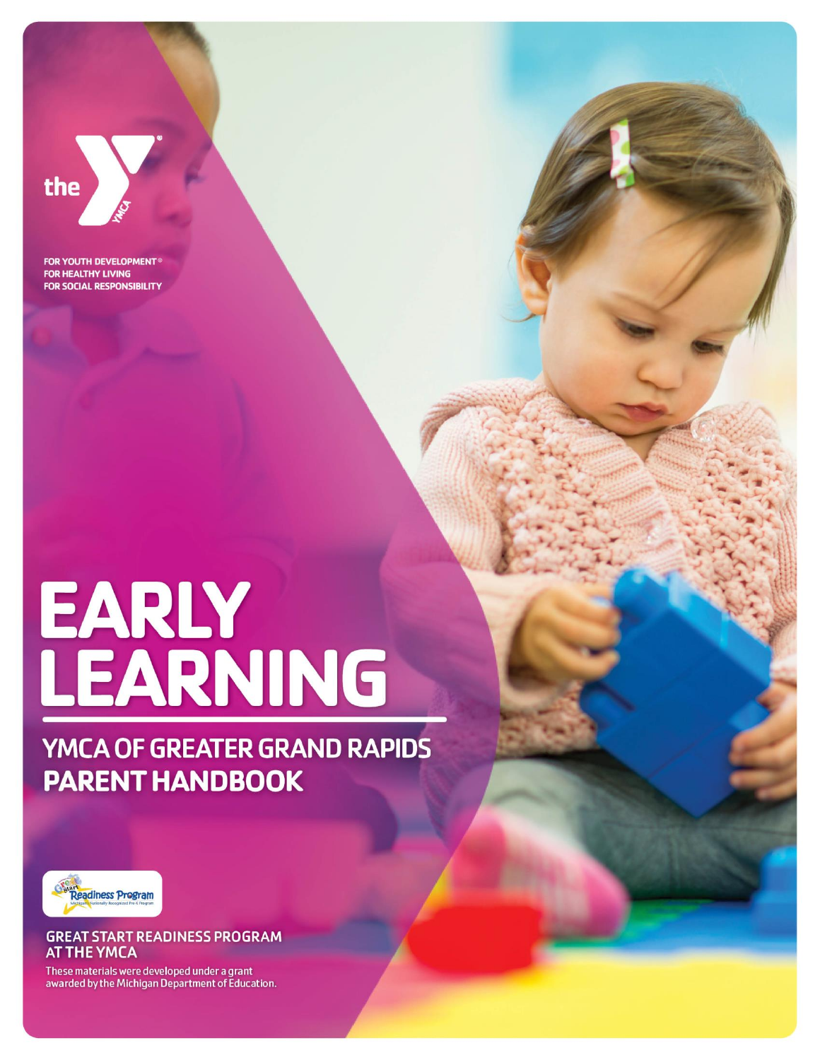the YMCA

FOR YOUTH DEVELOPMENT®
FOR HEALTHY LIVING
FOR SOCIAL RESPONSIBILITY

# EARLY LEARNING

## YMCA OF GREATER GRAND RAPIDS PARENT HANDBOOK

Great Start Readiness Program
Michigan's Nationally Recognized Pre-K Program

**GREAT START READINESS PROGRAM AT THE YMCA**

These materials were developed under a grant awarded by the Michigan Department of Education.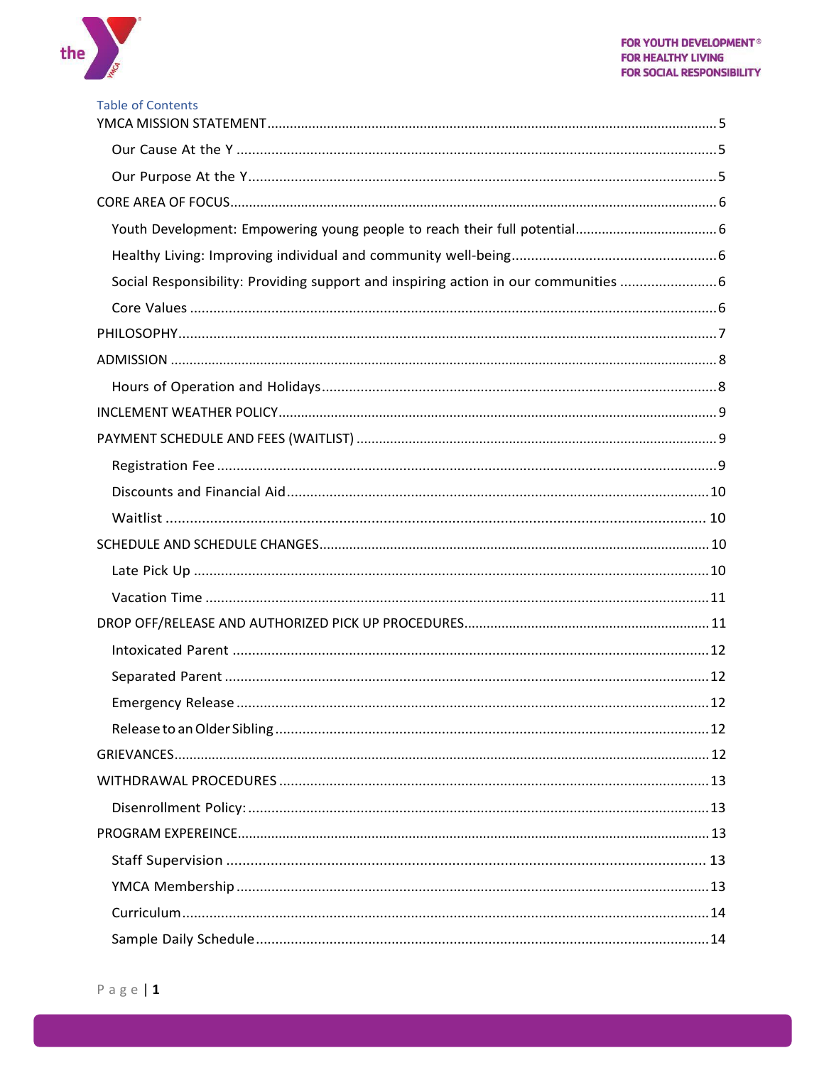## Table of Contents

- YMCA MISSION STATEMENT ....... 5
  - Our Cause At the Y ....... 5
  - Our Purpose At the Y ....... 5
- CORE AREA OF FOCUS ....... 6
  - Youth Development: Empowering young people to reach their full potential ....... 6
  - Healthy Living: Improving individual and community well-being ....... 6
  - Social Responsibility: Providing support and inspiring action in our communities ....... 6
  - Core Values ....... 6
- PHILOSOPHY ....... 7
- ADMISSION ....... 8
  - Hours of Operation and Holidays ....... 8
- INCLEMENT WEATHER POLICY ....... 9
- PAYMENT SCHEDULE AND FEES (WAITLIST) ....... 9
  - Registration Fee ....... 9
  - Discounts and Financial Aid ....... 10
  - Waitlist ....... 10
- SCHEDULE AND SCHEDULE CHANGES ....... 10
  - Late Pick Up ....... 10
  - Vacation Time ....... 11
- DROP OFF/RELEASE AND AUTHORIZED PICK UP PROCEDURES ....... 11
  - Intoxicated Parent ....... 12
  - Separated Parent ....... 12
  - Emergency Release ....... 12
  - Release to an Older Sibling ....... 12
- GRIEVANCES ....... 12
- WITHDRAWAL PROCEDURES ....... 13
  - Disenrollment Policy: ....... 13
- PROGRAM EXPEREINCE ....... 13
  - Staff Supervision ....... 13
  - YMCA Membership ....... 13
  - Curriculum ....... 14
  - Sample Daily Schedule ....... 14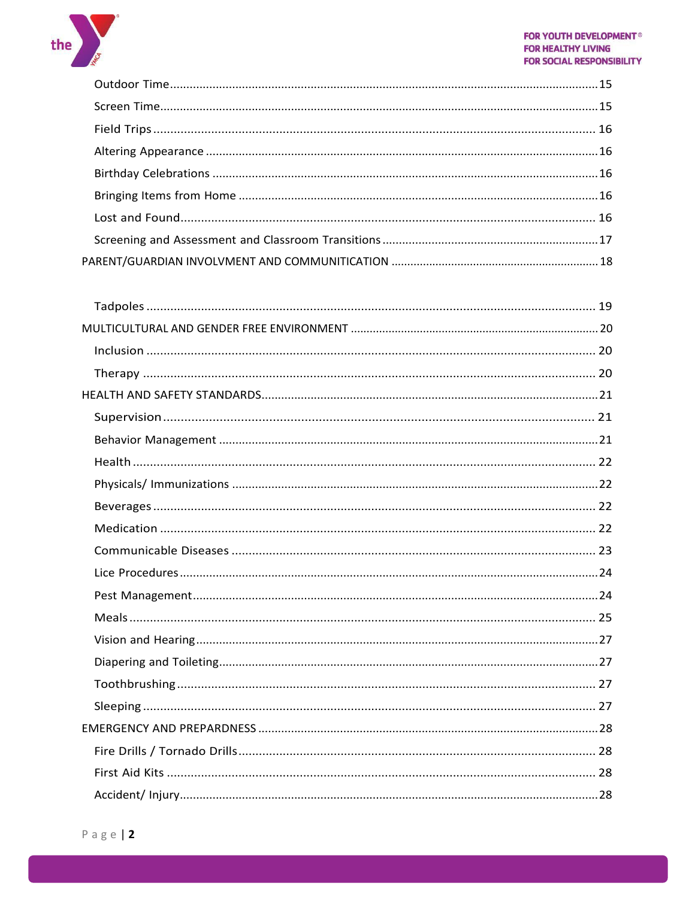- Outdoor Time ........................................ 15
- Screen Time ........................................ 15
- Field Trips ........................................ 16
- Altering Appearance ........................................ 16
- Birthday Celebrations ........................................ 16
- Bringing Items from Home ........................................ 16
- Lost and Found ........................................ 16
- Screening and Assessment and Classroom Transitions ........................................ 17

PARENT/GUARDIAN INVOLVMENT AND COMMUNITICATION ........................................ 18

- Tadpoles ........................................ 19

MULTICULTURAL AND GENDER FREE ENVIRONMENT ........................................ 20

- Inclusion ........................................ 20
- Therapy ........................................ 20

HEALTH AND SAFETY STANDARDS ........................................ 21

- Supervision ........................................ 21
- Behavior Management ........................................ 21
- Health ........................................ 22
- Physicals/ Immunizations ........................................ 22
- Beverages ........................................ 22
- Medication ........................................ 22
- Communicable Diseases ........................................ 23
- Lice Procedures ........................................ 24
- Pest Management ........................................ 24
- Meals ........................................ 25
- Vision and Hearing ........................................ 27
- Diapering and Toileting ........................................ 27
- Toothbrushing ........................................ 27
- Sleeping ........................................ 27

EMERGENCY AND PREPARDNESS ........................................ 28

- Fire Drills / Tornado Drills ........................................ 28
- First Aid Kits ........................................ 28
- Accident/ Injury ........................................ 28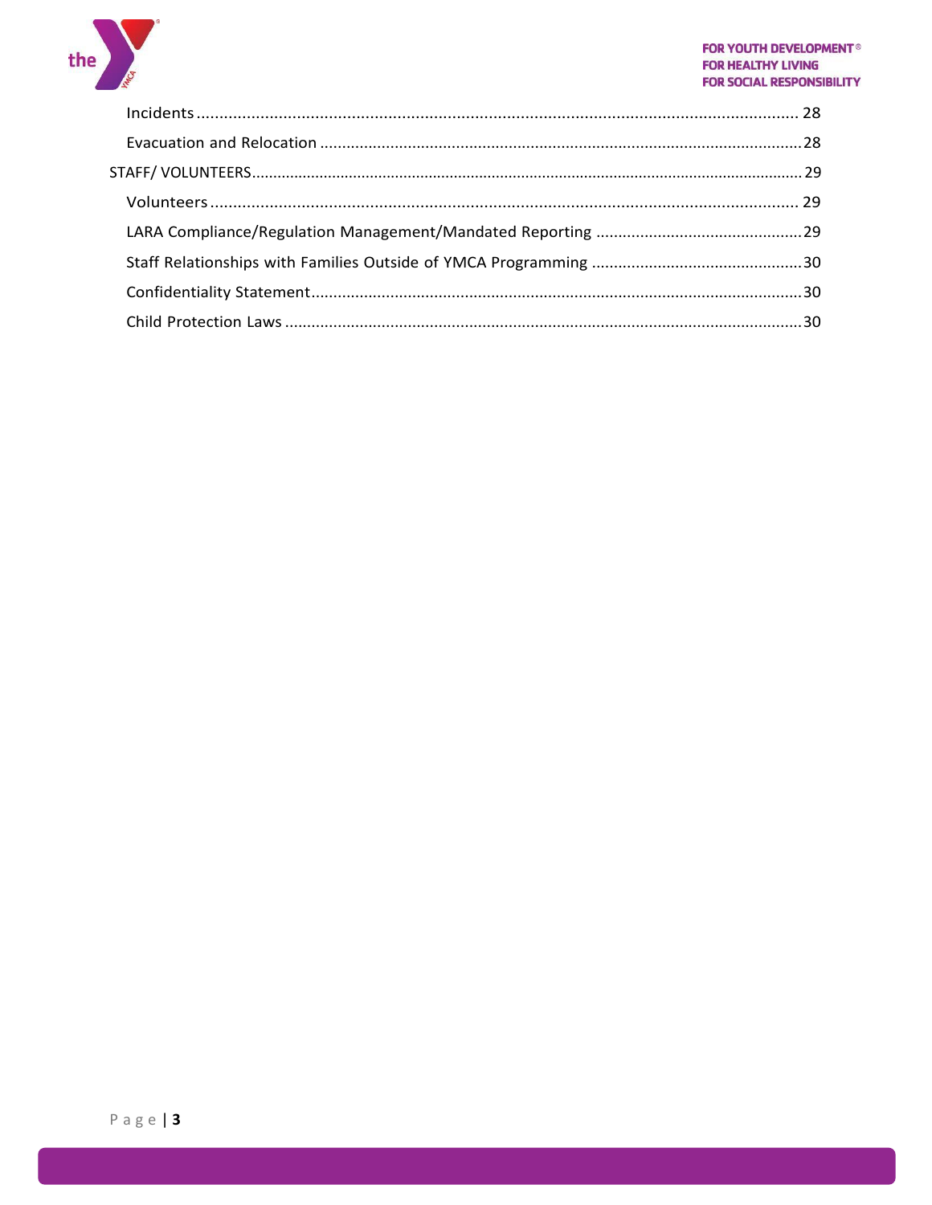- Incidents ..................................................................................................................... 28
- Evacuation and Relocation .............................................................................................. 28

STAFF/ VOLUNTEERS ................................................................................................................ 29

- Volunteers ................................................................................................................... 29
- LARA Compliance/Regulation Management/Mandated Reporting ............................................... 29
- Staff Relationships with Families Outside of YMCA Programming ................................................ 30
- Confidentiality Statement ................................................................................................ 30
- Child Protection Laws ..................................................................................................... 30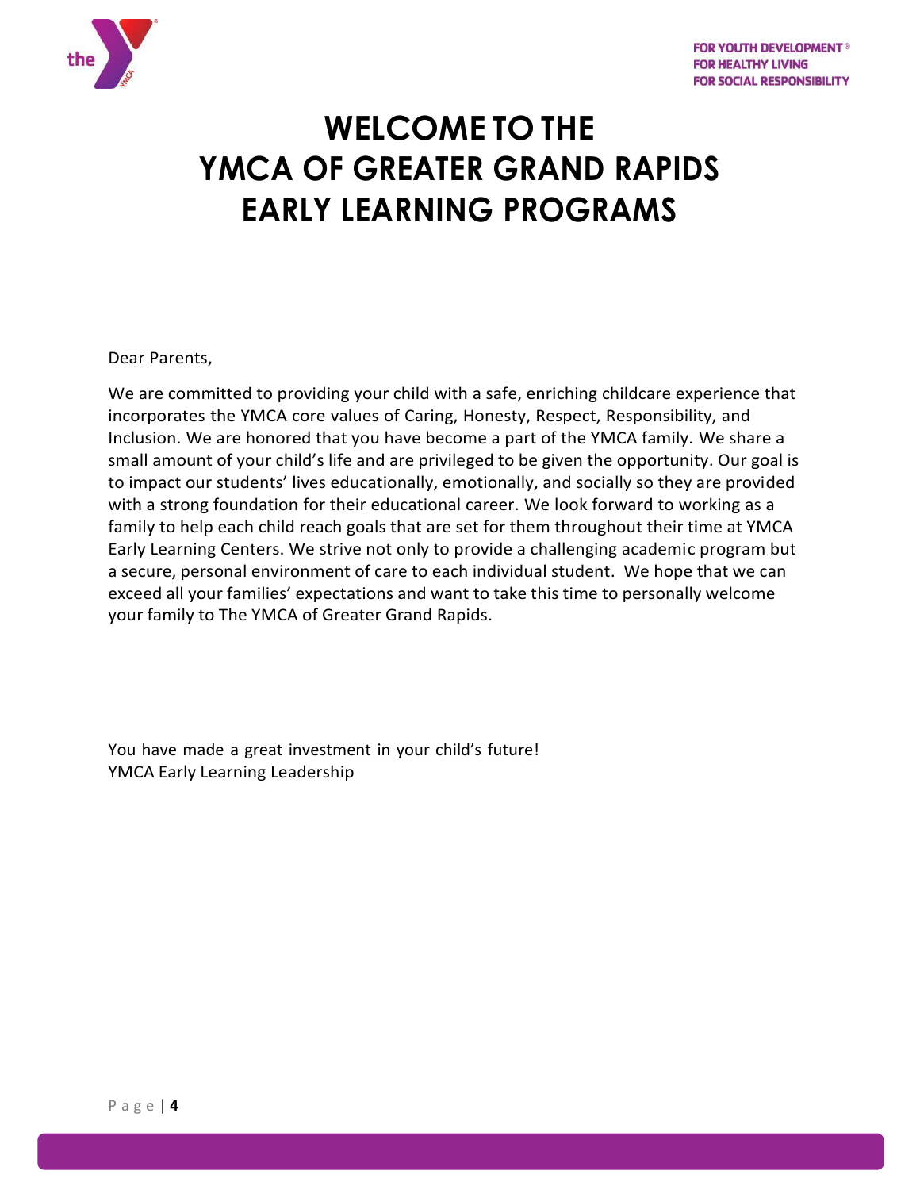# WELCOME TO THE YMCA OF GREATER GRAND RAPIDS EARLY LEARNING PROGRAMS

Dear Parents,

We are committed to providing your child with a safe, enriching childcare experience that incorporates the YMCA core values of Caring, Honesty, Respect, Responsibility, and Inclusion. We are honored that you have become a part of the YMCA family. We share a small amount of your child's life and are privileged to be given the opportunity. Our goal is to impact our students' lives educationally, emotionally, and socially so they are provided with a strong foundation for their educational career. We look forward to working as a family to help each child reach goals that are set for them throughout their time at YMCA Early Learning Centers. We strive not only to provide a challenging academic program but a secure, personal environment of care to each individual student. We hope that we can exceed all your families' expectations and want to take this time to personally welcome your family to The YMCA of Greater Grand Rapids.

You have made a great investment in your child's future!
YMCA Early Learning Leadership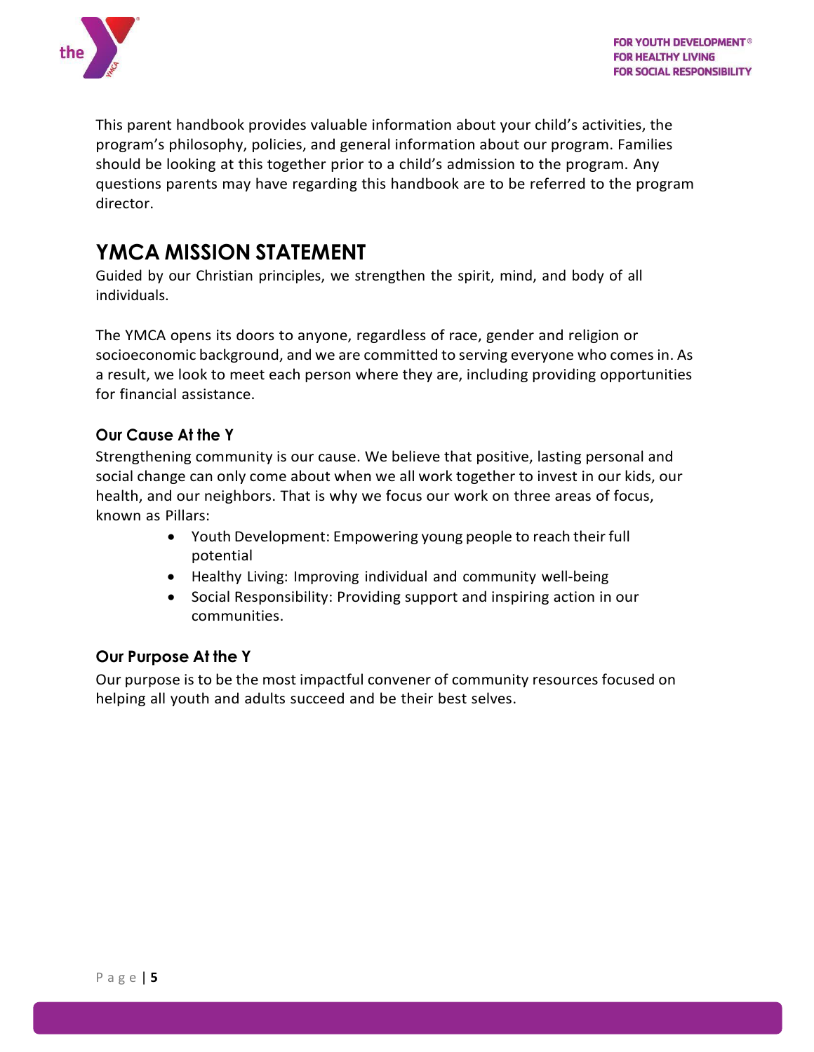This parent handbook provides valuable information about your child's activities, the program's philosophy, policies, and general information about our program. Families should be looking at this together prior to a child's admission to the program. Any questions parents may have regarding this handbook are to be referred to the program director.

## YMCA MISSION STATEMENT

Guided by our Christian principles, we strengthen the spirit, mind, and body of all individuals.

The YMCA opens its doors to anyone, regardless of race, gender and religion or socioeconomic background, and we are committed to serving everyone who comes in. As a result, we look to meet each person where they are, including providing opportunities for financial assistance.

### Our Cause At the Y

Strengthening community is our cause. We believe that positive, lasting personal and social change can only come about when we all work together to invest in our kids, our health, and our neighbors. That is why we focus our work on three areas of focus, known as Pillars:

- Youth Development: Empowering young people to reach their full potential
- Healthy Living: Improving individual and community well-being
- Social Responsibility: Providing support and inspiring action in our communities.

### Our Purpose At the Y

Our purpose is to be the most impactful convener of community resources focused on helping all youth and adults succeed and be their best selves.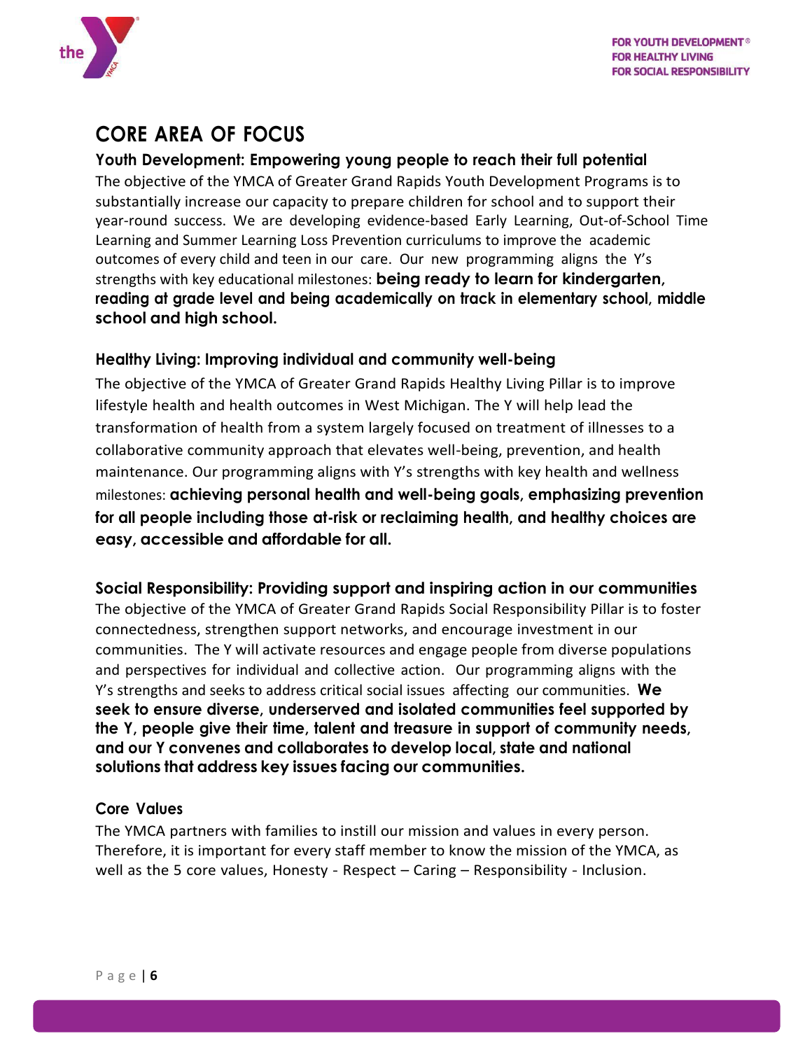# CORE AREA OF FOCUS

### Youth Development: Empowering young people to reach their full potential

The objective of the YMCA of Greater Grand Rapids Youth Development Programs is to substantially increase our capacity to prepare children for school and to support their year-round success. We are developing evidence-based Early Learning, Out-of-School Time Learning and Summer Learning Loss Prevention curriculums to improve the academic outcomes of every child and teen in our care. Our new programming aligns the Y's strengths with key educational milestones: **being ready to learn for kindergarten, reading at grade level and being academically on track in elementary school, middle school and high school.**

### Healthy Living: Improving individual and community well-being

The objective of the YMCA of Greater Grand Rapids Healthy Living Pillar is to improve lifestyle health and health outcomes in West Michigan. The Y will help lead the transformation of health from a system largely focused on treatment of illnesses to a collaborative community approach that elevates well-being, prevention, and health maintenance. Our programming aligns with Y's strengths with key health and wellness milestones: **achieving personal health and well-being goals, emphasizing prevention for all people including those at-risk or reclaiming health, and healthy choices are easy, accessible and affordable for all.**

### Social Responsibility: Providing support and inspiring action in our communities

The objective of the YMCA of Greater Grand Rapids Social Responsibility Pillar is to foster connectedness, strengthen support networks, and encourage investment in our communities. The Y will activate resources and engage people from diverse populations and perspectives for individual and collective action. Our programming aligns with the Y's strengths and seeks to address critical social issues affecting our communities. **We seek to ensure diverse, underserved and isolated communities feel supported by the Y, people give their time, talent and treasure in support of community needs, and our Y convenes and collaborates to develop local, state and national solutions that address key issues facing our communities.**

### Core Values

The YMCA partners with families to instill our mission and values in every person. Therefore, it is important for every staff member to know the mission of the YMCA, as well as the 5 core values, Honesty - Respect – Caring – Responsibility - Inclusion.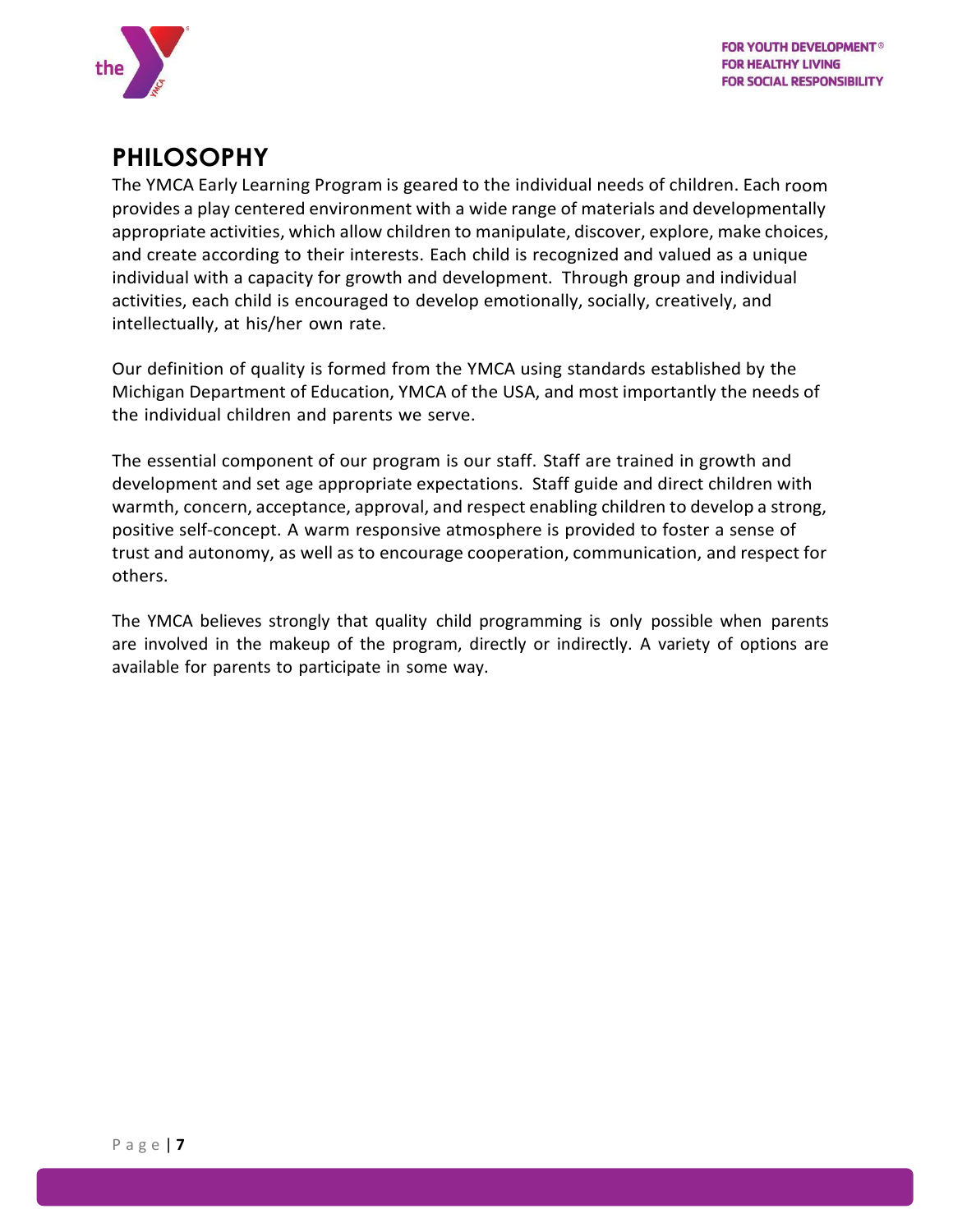# PHILOSOPHY

The YMCA Early Learning Program is geared to the individual needs of children. Each room provides a play centered environment with a wide range of materials and developmentally appropriate activities, which allow children to manipulate, discover, explore, make choices, and create according to their interests. Each child is recognized and valued as a unique individual with a capacity for growth and development. Through group and individual activities, each child is encouraged to develop emotionally, socially, creatively, and intellectually, at his/her own rate.

Our definition of quality is formed from the YMCA using standards established by the Michigan Department of Education, YMCA of the USA, and most importantly the needs of the individual children and parents we serve.

The essential component of our program is our staff. Staff are trained in growth and development and set age appropriate expectations. Staff guide and direct children with warmth, concern, acceptance, approval, and respect enabling children to develop a strong, positive self-concept. A warm responsive atmosphere is provided to foster a sense of trust and autonomy, as well as to encourage cooperation, communication, and respect for others.

The YMCA believes strongly that quality child programming is only possible when parents are involved in the makeup of the program, directly or indirectly. A variety of options are available for parents to participate in some way.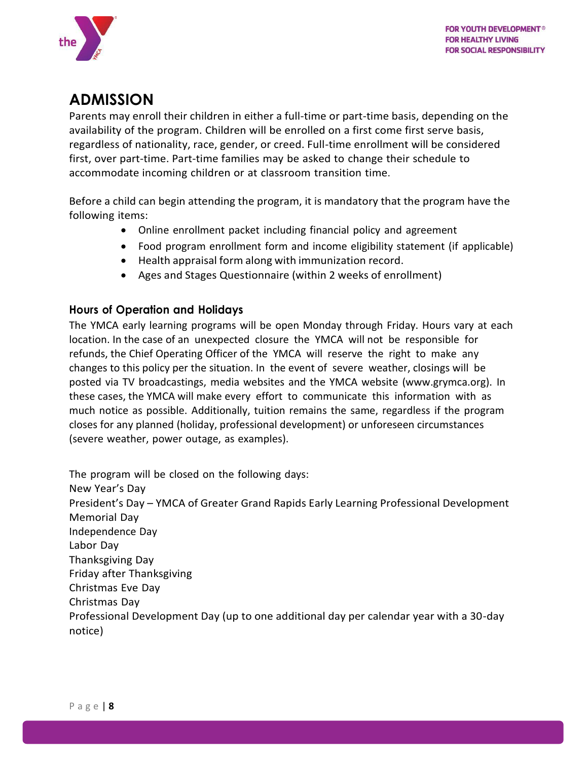# ADMISSION

Parents may enroll their children in either a full-time or part-time basis, depending on the availability of the program. Children will be enrolled on a first come first serve basis, regardless of nationality, race, gender, or creed. Full-time enrollment will be considered first, over part-time. Part-time families may be asked to change their schedule to accommodate incoming children or at classroom transition time.

Before a child can begin attending the program, it is mandatory that the program have the following items:

- Online enrollment packet including financial policy and agreement
- Food program enrollment form and income eligibility statement (if applicable)
- Health appraisal form along with immunization record.
- Ages and Stages Questionnaire (within 2 weeks of enrollment)

## Hours of Operation and Holidays

The YMCA early learning programs will be open Monday through Friday. Hours vary at each location. In the case of an unexpected closure the YMCA will not be responsible for refunds, the Chief Operating Officer of the YMCA will reserve the right to make any changes to this policy per the situation. In the event of severe weather, closings will be posted via TV broadcastings, media websites and the YMCA website (www.grymca.org). In these cases, the YMCA will make every effort to communicate this information with as much notice as possible. Additionally, tuition remains the same, regardless if the program closes for any planned (holiday, professional development) or unforeseen circumstances (severe weather, power outage, as examples).

The program will be closed on the following days:
New Year's Day
President's Day – YMCA of Greater Grand Rapids Early Learning Professional Development
Memorial Day
Independence Day
Labor Day
Thanksgiving Day
Friday after Thanksgiving
Christmas Eve Day
Christmas Day
Professional Development Day (up to one additional day per calendar year with a 30-day notice)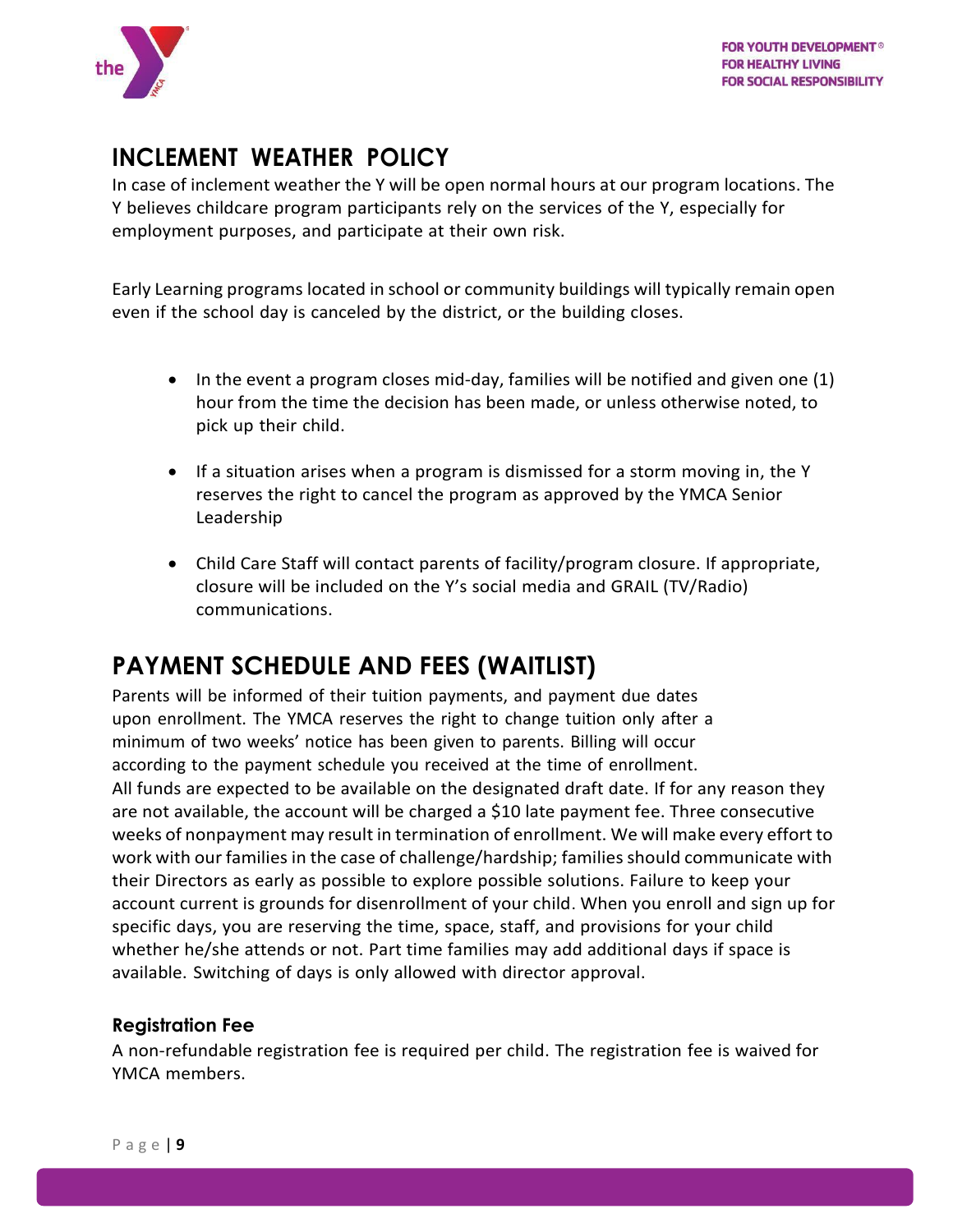## INCLEMENT WEATHER POLICY

In case of inclement weather the Y will be open normal hours at our program locations. The Y believes childcare program participants rely on the services of the Y, especially for employment purposes, and participate at their own risk.

Early Learning programs located in school or community buildings will typically remain open even if the school day is canceled by the district, or the building closes.

- In the event a program closes mid-day, families will be notified and given one (1) hour from the time the decision has been made, or unless otherwise noted, to pick up their child.
- If a situation arises when a program is dismissed for a storm moving in, the Y reserves the right to cancel the program as approved by the YMCA Senior Leadership
- Child Care Staff will contact parents of facility/program closure. If appropriate, closure will be included on the Y's social media and GRAIL (TV/Radio) communications.

## PAYMENT SCHEDULE AND FEES (WAITLIST)

Parents will be informed of their tuition payments, and payment due dates upon enrollment. The YMCA reserves the right to change tuition only after a minimum of two weeks' notice has been given to parents. Billing will occur according to the payment schedule you received at the time of enrollment. All funds are expected to be available on the designated draft date. If for any reason they are not available, the account will be charged a $10 late payment fee. Three consecutive weeks of nonpayment may result in termination of enrollment. We will make every effort to work with our families in the case of challenge/hardship; families should communicate with their Directors as early as possible to explore possible solutions. Failure to keep your account current is grounds for disenrollment of your child. When you enroll and sign up for specific days, you are reserving the time, space, staff, and provisions for your child whether he/she attends or not. Part time families may add additional days if space is available. Switching of days is only allowed with director approval.

### Registration Fee

A non-refundable registration fee is required per child. The registration fee is waived for YMCA members.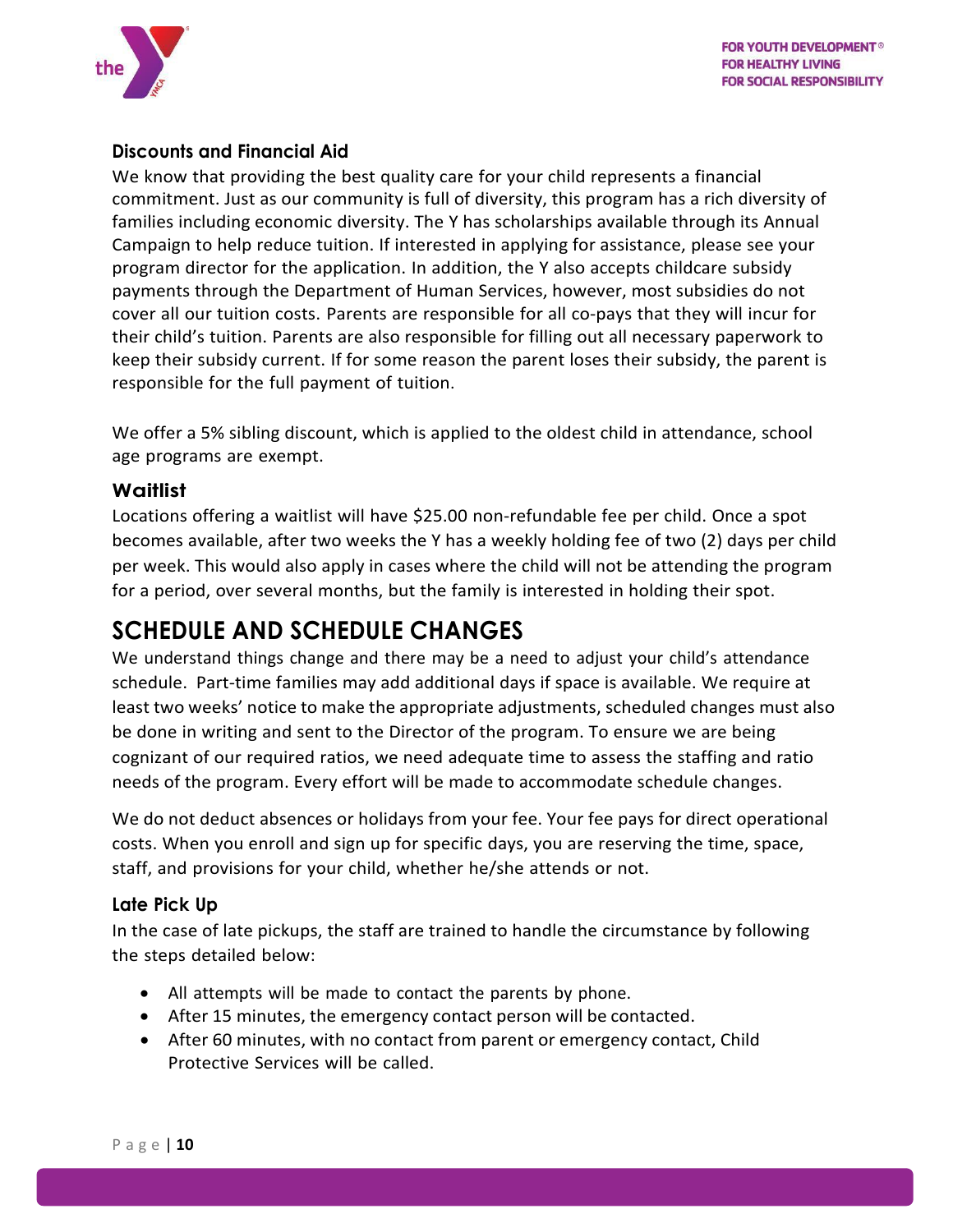### Discounts and Financial Aid

We know that providing the best quality care for your child represents a financial commitment. Just as our community is full of diversity, this program has a rich diversity of families including economic diversity. The Y has scholarships available through its Annual Campaign to help reduce tuition. If interested in applying for assistance, please see your program director for the application. In addition, the Y also accepts childcare subsidy payments through the Department of Human Services, however, most subsidies do not cover all our tuition costs. Parents are responsible for all co-pays that they will incur for their child's tuition. Parents are also responsible for filling out all necessary paperwork to keep their subsidy current. If for some reason the parent loses their subsidy, the parent is responsible for the full payment of tuition.

We offer a 5% sibling discount, which is applied to the oldest child in attendance, school age programs are exempt.

### Waitlist

Locations offering a waitlist will have $25.00 non-refundable fee per child. Once a spot becomes available, after two weeks the Y has a weekly holding fee of two (2) days per child per week. This would also apply in cases where the child will not be attending the program for a period, over several months, but the family is interested in holding their spot.

## SCHEDULE AND SCHEDULE CHANGES

We understand things change and there may be a need to adjust your child's attendance schedule. Part-time families may add additional days if space is available. We require at least two weeks' notice to make the appropriate adjustments, scheduled changes must also be done in writing and sent to the Director of the program. To ensure we are being cognizant of our required ratios, we need adequate time to assess the staffing and ratio needs of the program. Every effort will be made to accommodate schedule changes.

We do not deduct absences or holidays from your fee. Your fee pays for direct operational costs. When you enroll and sign up for specific days, you are reserving the time, space, staff, and provisions for your child, whether he/she attends or not.

### Late Pick Up

In the case of late pickups, the staff are trained to handle the circumstance by following the steps detailed below:

- All attempts will be made to contact the parents by phone.
- After 15 minutes, the emergency contact person will be contacted.
- After 60 minutes, with no contact from parent or emergency contact, Child Protective Services will be called.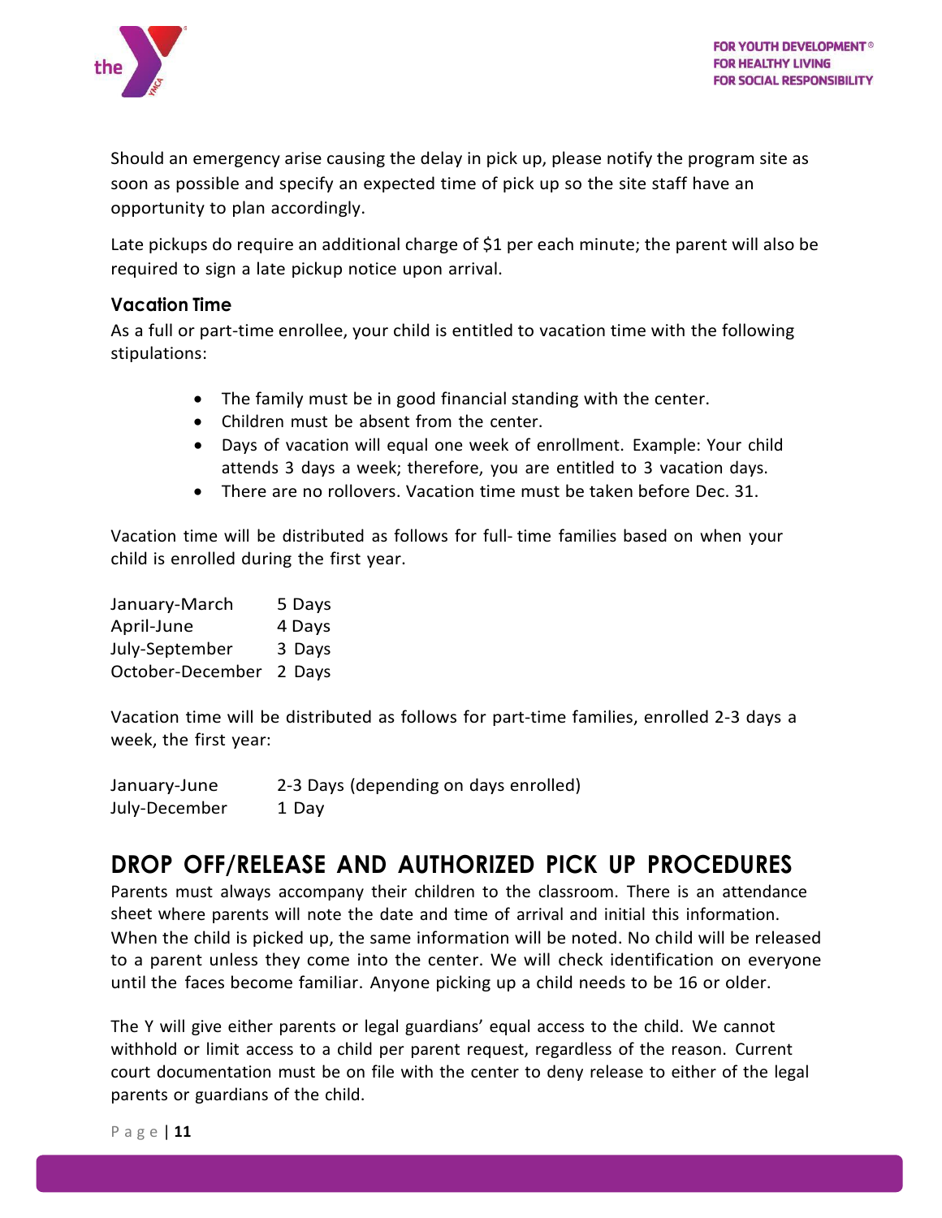Should an emergency arise causing the delay in pick up, please notify the program site as soon as possible and specify an expected time of pick up so the site staff have an opportunity to plan accordingly.

Late pickups do require an additional charge of $1 per each minute; the parent will also be required to sign a late pickup notice upon arrival.

### Vacation Time

As a full or part-time enrollee, your child is entitled to vacation time with the following stipulations:

- The family must be in good financial standing with the center.
- Children must be absent from the center.
- Days of vacation will equal one week of enrollment. Example: Your child attends 3 days a week; therefore, you are entitled to 3 vacation days.
- There are no rollovers. Vacation time must be taken before Dec. 31.

Vacation time will be distributed as follows for full- time families based on when your child is enrolled during the first year.

| | |
|---|---|
| January-March | 5 Days |
| April-June | 4 Days |
| July-September | 3 Days |
| October-December | 2 Days |

Vacation time will be distributed as follows for part-time families, enrolled 2-3 days a week, the first year:

| | |
|---|---|
| January-June | 2-3 Days (depending on days enrolled) |
| July-December | 1 Day |

## DROP OFF/RELEASE AND AUTHORIZED PICK UP PROCEDURES

Parents must always accompany their children to the classroom. There is an attendance sheet where parents will note the date and time of arrival and initial this information. When the child is picked up, the same information will be noted. No child will be released to a parent unless they come into the center. We will check identification on everyone until the faces become familiar. Anyone picking up a child needs to be 16 or older.

The Y will give either parents or legal guardians' equal access to the child. We cannot withhold or limit access to a child per parent request, regardless of the reason. Current court documentation must be on file with the center to deny release to either of the legal parents or guardians of the child.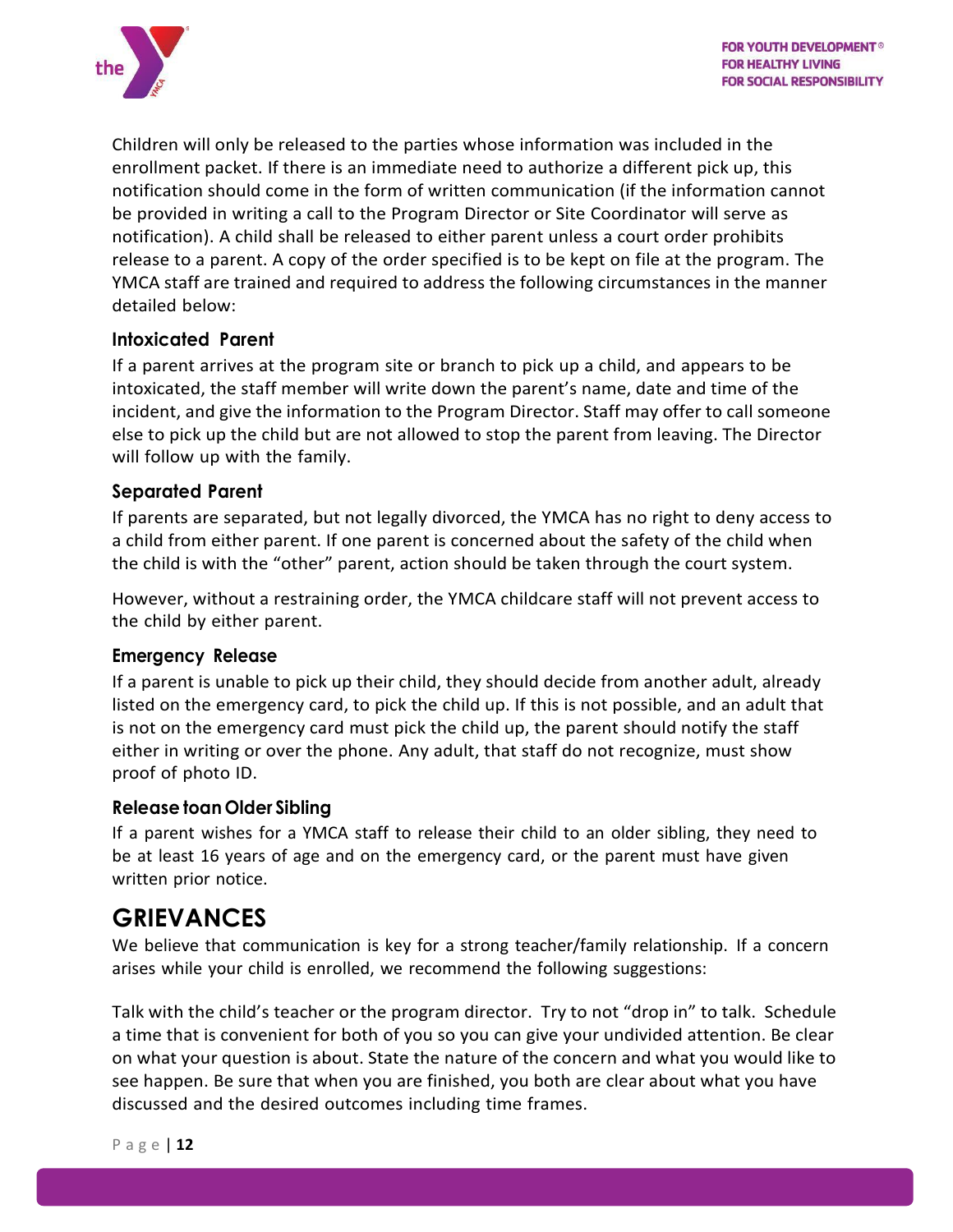Children will only be released to the parties whose information was included in the enrollment packet. If there is an immediate need to authorize a different pick up, this notification should come in the form of written communication (if the information cannot be provided in writing a call to the Program Director or Site Coordinator will serve as notification). A child shall be released to either parent unless a court order prohibits release to a parent. A copy of the order specified is to be kept on file at the program. The YMCA staff are trained and required to address the following circumstances in the manner detailed below:

### Intoxicated Parent

If a parent arrives at the program site or branch to pick up a child, and appears to be intoxicated, the staff member will write down the parent's name, date and time of the incident, and give the information to the Program Director. Staff may offer to call someone else to pick up the child but are not allowed to stop the parent from leaving. The Director will follow up with the family.

### Separated Parent

If parents are separated, but not legally divorced, the YMCA has no right to deny access to a child from either parent. If one parent is concerned about the safety of the child when the child is with the "other" parent, action should be taken through the court system.

However, without a restraining order, the YMCA childcare staff will not prevent access to the child by either parent.

### Emergency Release

If a parent is unable to pick up their child, they should decide from another adult, already listed on the emergency card, to pick the child up. If this is not possible, and an adult that is not on the emergency card must pick the child up, the parent should notify the staff either in writing or over the phone. Any adult, that staff do not recognize, must show proof of photo ID.

### Release toan Older Sibling

If a parent wishes for a YMCA staff to release their child to an older sibling, they need to be at least 16 years of age and on the emergency card, or the parent must have given written prior notice.

## GRIEVANCES

We believe that communication is key for a strong teacher/family relationship. If a concern arises while your child is enrolled, we recommend the following suggestions:

Talk with the child's teacher or the program director. Try to not "drop in" to talk. Schedule a time that is convenient for both of you so you can give your undivided attention. Be clear on what your question is about. State the nature of the concern and what you would like to see happen. Be sure that when you are finished, you both are clear about what you have discussed and the desired outcomes including time frames.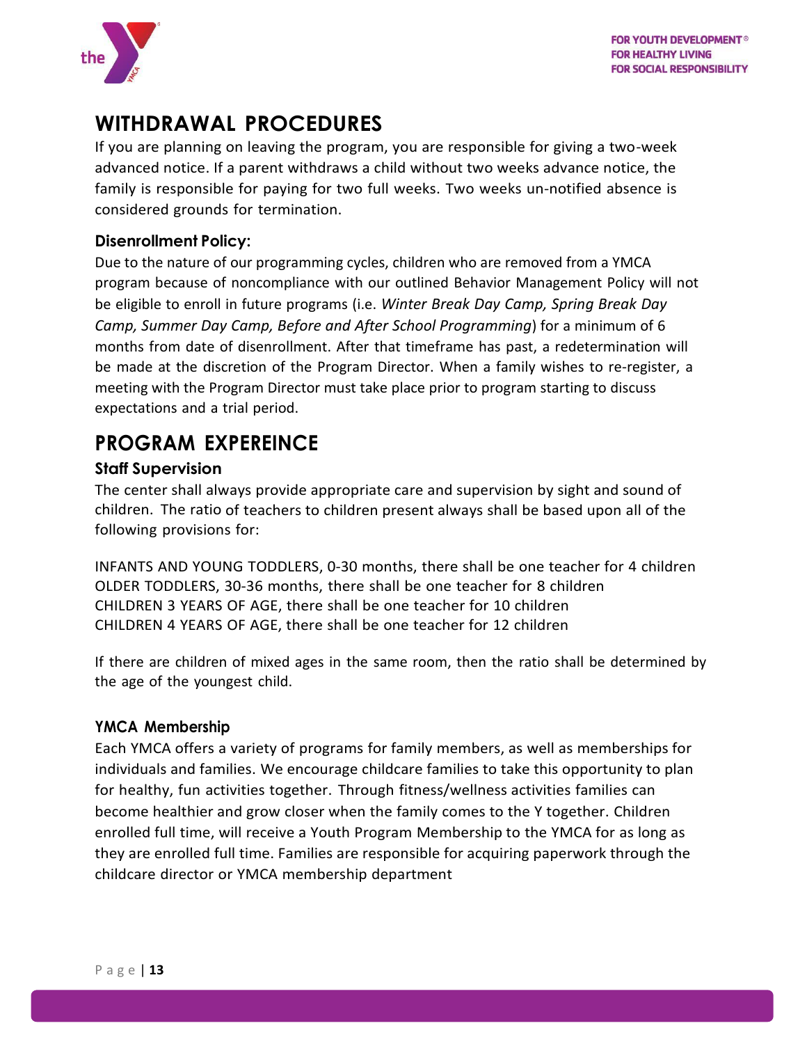## WITHDRAWAL PROCEDURES

If you are planning on leaving the program, you are responsible for giving a two-week advanced notice. If a parent withdraws a child without two weeks advance notice, the family is responsible for paying for two full weeks. Two weeks un-notified absence is considered grounds for termination.

### Disenrollment Policy:

Due to the nature of our programming cycles, children who are removed from a YMCA program because of noncompliance with our outlined Behavior Management Policy will not be eligible to enroll in future programs (i.e. *Winter Break Day Camp, Spring Break Day Camp, Summer Day Camp, Before and After School Programming*) for a minimum of 6 months from date of disenrollment. After that timeframe has past, a redetermination will be made at the discretion of the Program Director. When a family wishes to re-register, a meeting with the Program Director must take place prior to program starting to discuss expectations and a trial period.

## PROGRAM EXPEREINCE

### Staff Supervision

The center shall always provide appropriate care and supervision by sight and sound of children. The ratio of teachers to children present always shall be based upon all of the following provisions for:

INFANTS AND YOUNG TODDLERS, 0-30 months, there shall be one teacher for 4 children
OLDER TODDLERS, 30-36 months, there shall be one teacher for 8 children
CHILDREN 3 YEARS OF AGE, there shall be one teacher for 10 children
CHILDREN 4 YEARS OF AGE, there shall be one teacher for 12 children

If there are children of mixed ages in the same room, then the ratio shall be determined by the age of the youngest child.

### YMCA Membership

Each YMCA offers a variety of programs for family members, as well as memberships for individuals and families. We encourage childcare families to take this opportunity to plan for healthy, fun activities together. Through fitness/wellness activities families can become healthier and grow closer when the family comes to the Y together. Children enrolled full time, will receive a Youth Program Membership to the YMCA for as long as they are enrolled full time. Families are responsible for acquiring paperwork through the childcare director or YMCA membership department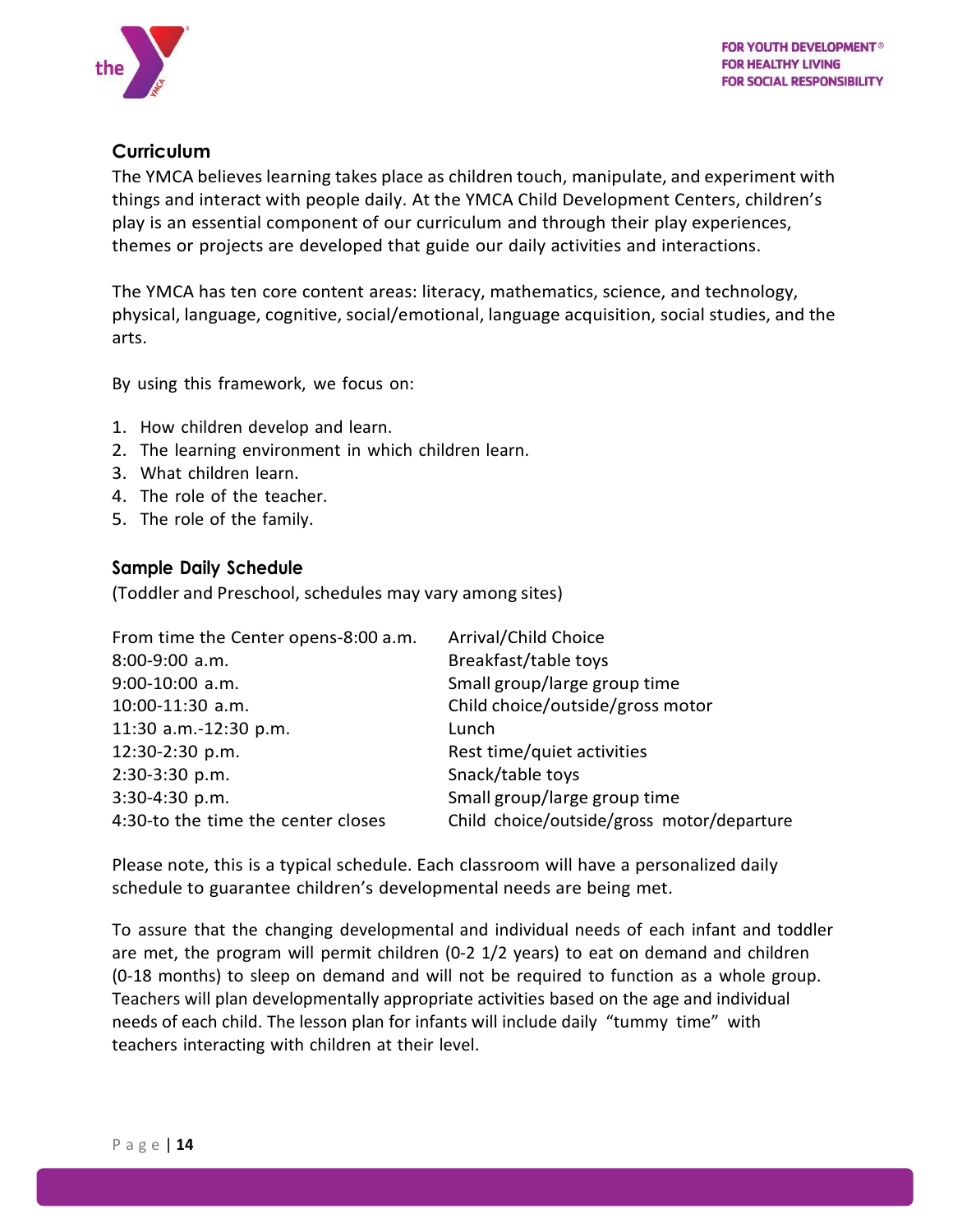## Curriculum

The YMCA believes learning takes place as children touch, manipulate, and experiment with things and interact with people daily. At the YMCA Child Development Centers, children's play is an essential component of our curriculum and through their play experiences, themes or projects are developed that guide our daily activities and interactions.

The YMCA has ten core content areas: literacy, mathematics, science, and technology, physical, language, cognitive, social/emotional, language acquisition, social studies, and the arts.

By using this framework, we focus on:

1. How children develop and learn.
2. The learning environment in which children learn.
3. What children learn.
4. The role of the teacher.
5. The role of the family.

## Sample Daily Schedule

(Toddler and Preschool, schedules may vary among sites)

| | |
|---|---|
| From time the Center opens-8:00 a.m. | Arrival/Child Choice |
| 8:00-9:00 a.m. | Breakfast/table toys |
| 9:00-10:00 a.m. | Small group/large group time |
| 10:00-11:30 a.m. | Child choice/outside/gross motor |
| 11:30 a.m.-12:30 p.m. | Lunch |
| 12:30-2:30 p.m. | Rest time/quiet activities |
| 2:30-3:30 p.m. | Snack/table toys |
| 3:30-4:30 p.m. | Small group/large group time |
| 4:30-to the time the center closes | Child choice/outside/gross motor/departure |

Please note, this is a typical schedule. Each classroom will have a personalized daily schedule to guarantee children's developmental needs are being met.

To assure that the changing developmental and individual needs of each infant and toddler are met, the program will permit children (0-2 1/2 years) to eat on demand and children (0-18 months) to sleep on demand and will not be required to function as a whole group. Teachers will plan developmentally appropriate activities based on the age and individual needs of each child. The lesson plan for infants will include daily "tummy time" with teachers interacting with children at their level.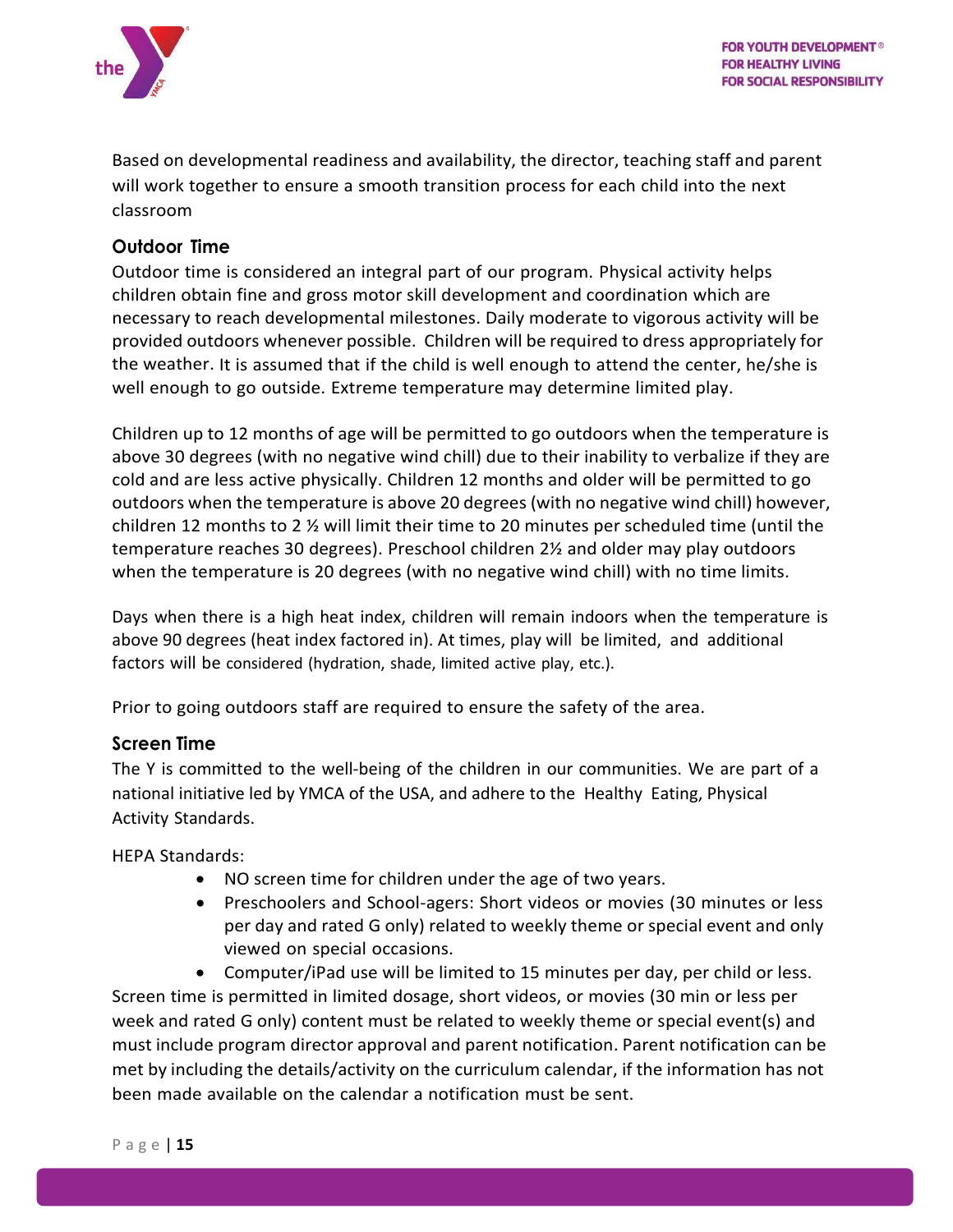Based on developmental readiness and availability, the director, teaching staff and parent will work together to ensure a smooth transition process for each child into the next classroom

### Outdoor Time

Outdoor time is considered an integral part of our program. Physical activity helps children obtain fine and gross motor skill development and coordination which are necessary to reach developmental milestones. Daily moderate to vigorous activity will be provided outdoors whenever possible. Children will be required to dress appropriately for the weather. It is assumed that if the child is well enough to attend the center, he/she is well enough to go outside. Extreme temperature may determine limited play.

Children up to 12 months of age will be permitted to go outdoors when the temperature is above 30 degrees (with no negative wind chill) due to their inability to verbalize if they are cold and are less active physically. Children 12 months and older will be permitted to go outdoors when the temperature is above 20 degrees (with no negative wind chill) however, children 12 months to 2 ½ will limit their time to 20 minutes per scheduled time (until the temperature reaches 30 degrees). Preschool children 2½ and older may play outdoors when the temperature is 20 degrees (with no negative wind chill) with no time limits.

Days when there is a high heat index, children will remain indoors when the temperature is above 90 degrees (heat index factored in). At times, play will be limited, and additional factors will be considered (hydration, shade, limited active play, etc.).

Prior to going outdoors staff are required to ensure the safety of the area.

### Screen Time

The Y is committed to the well-being of the children in our communities. We are part of a national initiative led by YMCA of the USA, and adhere to the Healthy Eating, Physical Activity Standards.

HEPA Standards:

- NO screen time for children under the age of two years.
- Preschoolers and School-agers: Short videos or movies (30 minutes or less per day and rated G only) related to weekly theme or special event and only viewed on special occasions.
- Computer/iPad use will be limited to 15 minutes per day, per child or less.

Screen time is permitted in limited dosage, short videos, or movies (30 min or less per week and rated G only) content must be related to weekly theme or special event(s) and must include program director approval and parent notification. Parent notification can be met by including the details/activity on the curriculum calendar, if the information has not been made available on the calendar a notification must be sent.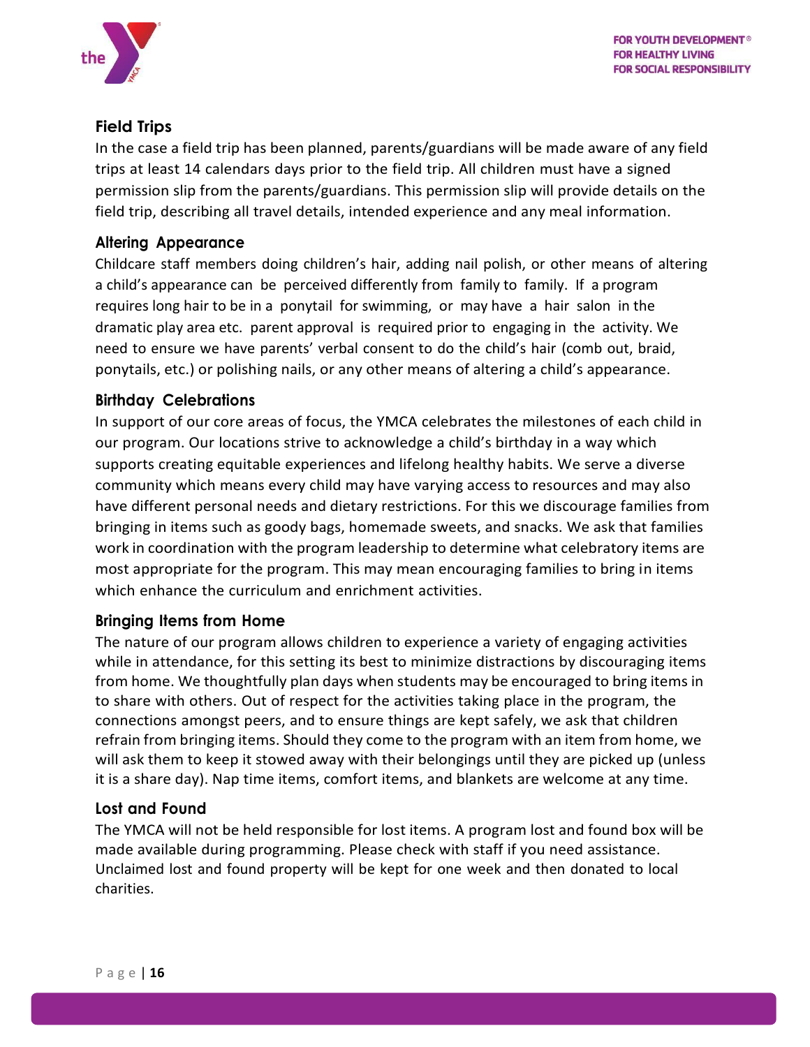## Field Trips

In the case a field trip has been planned, parents/guardians will be made aware of any field trips at least 14 calendars days prior to the field trip. All children must have a signed permission slip from the parents/guardians. This permission slip will provide details on the field trip, describing all travel details, intended experience and any meal information.

## Altering Appearance

Childcare staff members doing children's hair, adding nail polish, or other means of altering a child's appearance can be perceived differently from family to family. If a program requires long hair to be in a ponytail for swimming, or may have a hair salon in the dramatic play area etc. parent approval is required prior to engaging in the activity. We need to ensure we have parents' verbal consent to do the child's hair (comb out, braid, ponytails, etc.) or polishing nails, or any other means of altering a child's appearance.

## Birthday Celebrations

In support of our core areas of focus, the YMCA celebrates the milestones of each child in our program. Our locations strive to acknowledge a child's birthday in a way which supports creating equitable experiences and lifelong healthy habits. We serve a diverse community which means every child may have varying access to resources and may also have different personal needs and dietary restrictions. For this we discourage families from bringing in items such as goody bags, homemade sweets, and snacks. We ask that families work in coordination with the program leadership to determine what celebratory items are most appropriate for the program. This may mean encouraging families to bring in items which enhance the curriculum and enrichment activities.

## Bringing Items from Home

The nature of our program allows children to experience a variety of engaging activities while in attendance, for this setting its best to minimize distractions by discouraging items from home. We thoughtfully plan days when students may be encouraged to bring items in to share with others. Out of respect for the activities taking place in the program, the connections amongst peers, and to ensure things are kept safely, we ask that children refrain from bringing items. Should they come to the program with an item from home, we will ask them to keep it stowed away with their belongings until they are picked up (unless it is a share day). Nap time items, comfort items, and blankets are welcome at any time.

## Lost and Found

The YMCA will not be held responsible for lost items. A program lost and found box will be made available during programming. Please check with staff if you need assistance. Unclaimed lost and found property will be kept for one week and then donated to local charities.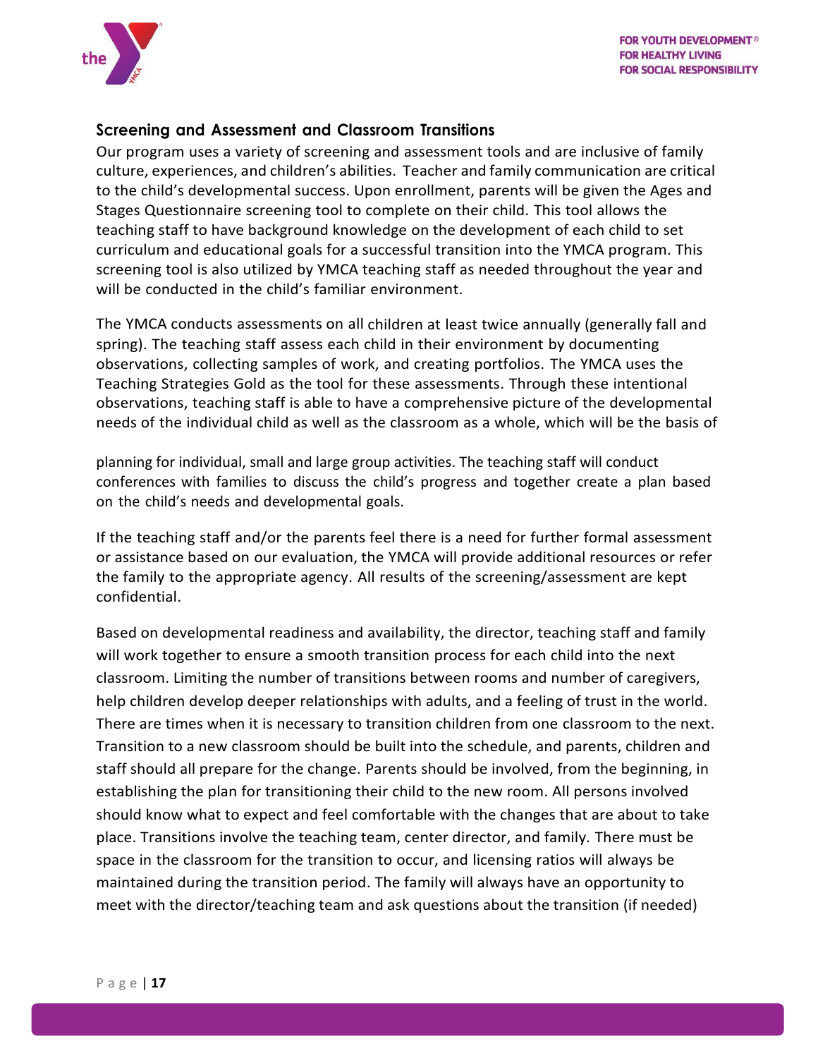## Screening and Assessment and Classroom Transitions

Our program uses a variety of screening and assessment tools and are inclusive of family culture, experiences, and children's abilities. Teacher and family communication are critical to the child's developmental success. Upon enrollment, parents will be given the Ages and Stages Questionnaire screening tool to complete on their child. This tool allows the teaching staff to have background knowledge on the development of each child to set curriculum and educational goals for a successful transition into the YMCA program. This screening tool is also utilized by YMCA teaching staff as needed throughout the year and will be conducted in the child's familiar environment.

The YMCA conducts assessments on all children at least twice annually (generally fall and spring). The teaching staff assess each child in their environment by documenting observations, collecting samples of work, and creating portfolios. The YMCA uses the Teaching Strategies Gold as the tool for these assessments. Through these intentional observations, teaching staff is able to have a comprehensive picture of the developmental needs of the individual child as well as the classroom as a whole, which will be the basis of planning for individual, small and large group activities. The teaching staff will conduct conferences with families to discuss the child's progress and together create a plan based on the child's needs and developmental goals.

If the teaching staff and/or the parents feel there is a need for further formal assessment or assistance based on our evaluation, the YMCA will provide additional resources or refer the family to the appropriate agency. All results of the screening/assessment are kept confidential.

Based on developmental readiness and availability, the director, teaching staff and family will work together to ensure a smooth transition process for each child into the next classroom. Limiting the number of transitions between rooms and number of caregivers, help children develop deeper relationships with adults, and a feeling of trust in the world. There are times when it is necessary to transition children from one classroom to the next. Transition to a new classroom should be built into the schedule, and parents, children and staff should all prepare for the change. Parents should be involved, from the beginning, in establishing the plan for transitioning their child to the new room. All persons involved should know what to expect and feel comfortable with the changes that are about to take place. Transitions involve the teaching team, center director, and family. There must be space in the classroom for the transition to occur, and licensing ratios will always be maintained during the transition period. The family will always have an opportunity to meet with the director/teaching team and ask questions about the transition (if needed)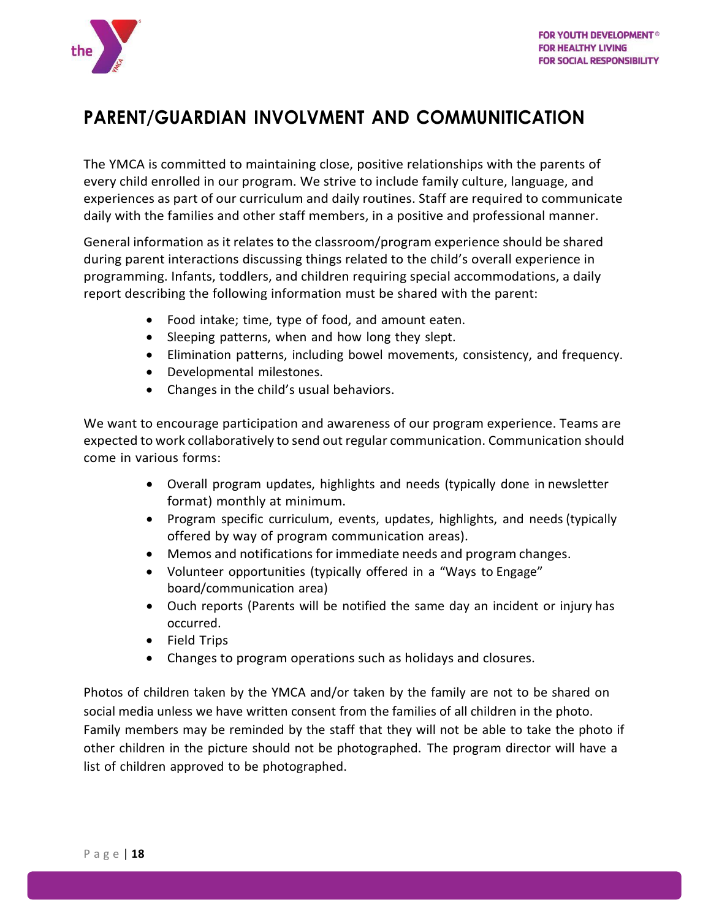## PARENT/GUARDIAN INVOLVMENT AND COMMUNITICATION

The YMCA is committed to maintaining close, positive relationships with the parents of every child enrolled in our program. We strive to include family culture, language, and experiences as part of our curriculum and daily routines. Staff are required to communicate daily with the families and other staff members, in a positive and professional manner.

General information as it relates to the classroom/program experience should be shared during parent interactions discussing things related to the child's overall experience in programming. Infants, toddlers, and children requiring special accommodations, a daily report describing the following information must be shared with the parent:

- Food intake; time, type of food, and amount eaten.
- Sleeping patterns, when and how long they slept.
- Elimination patterns, including bowel movements, consistency, and frequency.
- Developmental milestones.
- Changes in the child's usual behaviors.

We want to encourage participation and awareness of our program experience. Teams are expected to work collaboratively to send out regular communication. Communication should come in various forms:

- Overall program updates, highlights and needs (typically done in newsletter format) monthly at minimum.
- Program specific curriculum, events, updates, highlights, and needs (typically offered by way of program communication areas).
- Memos and notifications for immediate needs and program changes.
- Volunteer opportunities (typically offered in a "Ways to Engage" board/communication area)
- Ouch reports (Parents will be notified the same day an incident or injury has occurred.
- Field Trips
- Changes to program operations such as holidays and closures.

Photos of children taken by the YMCA and/or taken by the family are not to be shared on social media unless we have written consent from the families of all children in the photo. Family members may be reminded by the staff that they will not be able to take the photo if other children in the picture should not be photographed. The program director will have a list of children approved to be photographed.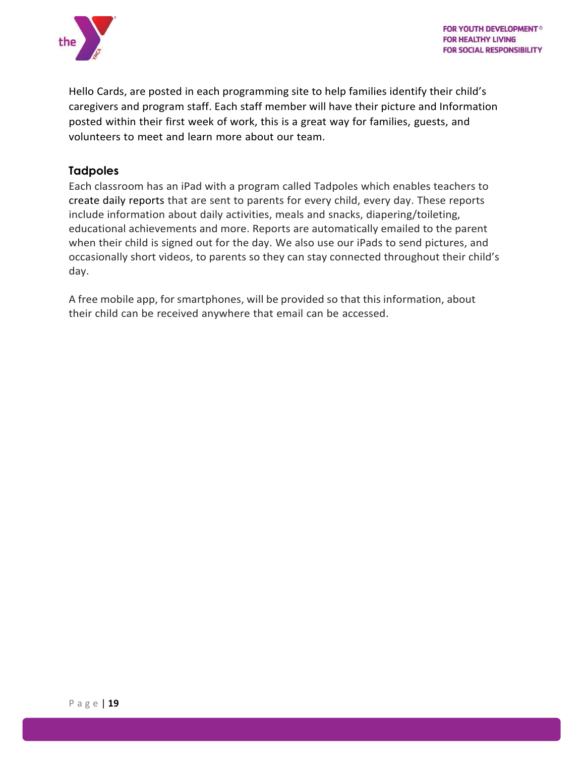Hello Cards, are posted in each programming site to help families identify their child's caregivers and program staff. Each staff member will have their picture and Information posted within their first week of work, this is a great way for families, guests, and volunteers to meet and learn more about our team.

## Tadpoles

Each classroom has an iPad with a program called Tadpoles which enables teachers to create daily reports that are sent to parents for every child, every day. These reports include information about daily activities, meals and snacks, diapering/toileting, educational achievements and more. Reports are automatically emailed to the parent when their child is signed out for the day. We also use our iPads to send pictures, and occasionally short videos, to parents so they can stay connected throughout their child's day.

A free mobile app, for smartphones, will be provided so that this information, about their child can be received anywhere that email can be accessed.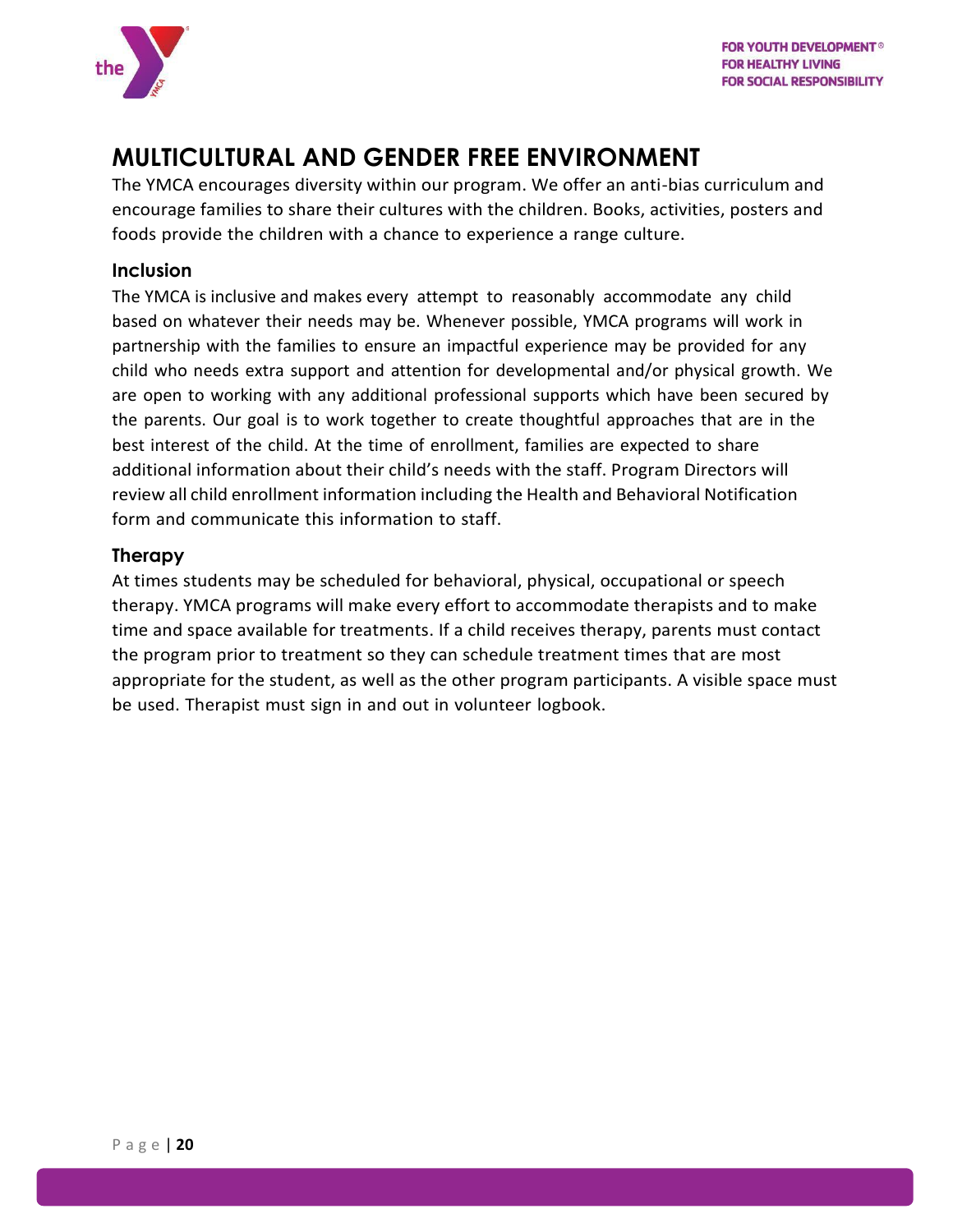# MULTICULTURAL AND GENDER FREE ENVIRONMENT

The YMCA encourages diversity within our program. We offer an anti-bias curriculum and encourage families to share their cultures with the children. Books, activities, posters and foods provide the children with a chance to experience a range culture.

## Inclusion

The YMCA is inclusive and makes every attempt to reasonably accommodate any child based on whatever their needs may be. Whenever possible, YMCA programs will work in partnership with the families to ensure an impactful experience may be provided for any child who needs extra support and attention for developmental and/or physical growth. We are open to working with any additional professional supports which have been secured by the parents. Our goal is to work together to create thoughtful approaches that are in the best interest of the child. At the time of enrollment, families are expected to share additional information about their child's needs with the staff. Program Directors will review all child enrollment information including the Health and Behavioral Notification form and communicate this information to staff.

## Therapy

At times students may be scheduled for behavioral, physical, occupational or speech therapy. YMCA programs will make every effort to accommodate therapists and to make time and space available for treatments. If a child receives therapy, parents must contact the program prior to treatment so they can schedule treatment times that are most appropriate for the student, as well as the other program participants. A visible space must be used. Therapist must sign in and out in volunteer logbook.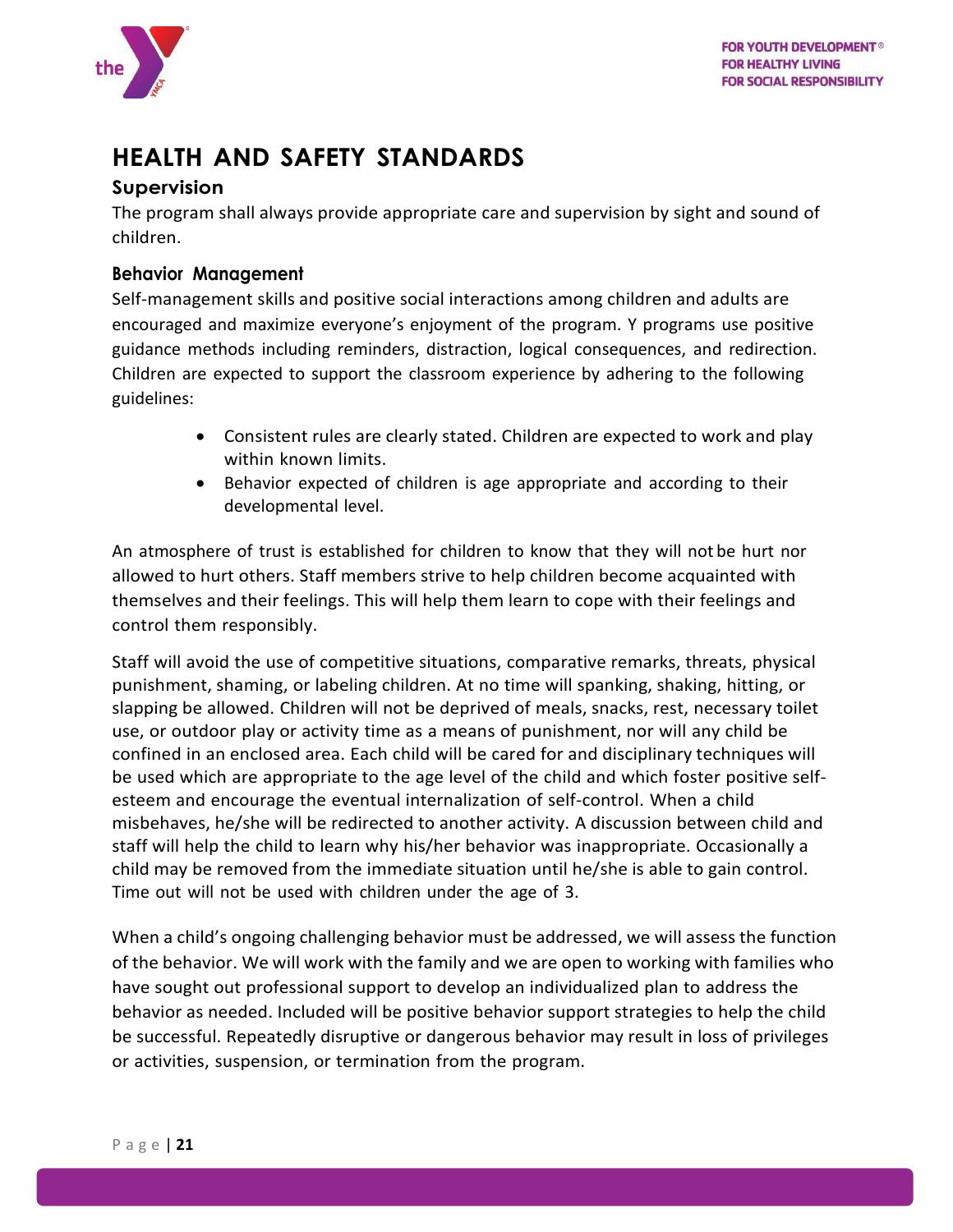# HEALTH AND SAFETY STANDARDS

## Supervision

The program shall always provide appropriate care and supervision by sight and sound of children.

## Behavior Management

Self-management skills and positive social interactions among children and adults are encouraged and maximize everyone's enjoyment of the program. Y programs use positive guidance methods including reminders, distraction, logical consequences, and redirection. Children are expected to support the classroom experience by adhering to the following guidelines:

- Consistent rules are clearly stated. Children are expected to work and play within known limits.
- Behavior expected of children is age appropriate and according to their developmental level.

An atmosphere of trust is established for children to know that they will not be hurt nor allowed to hurt others. Staff members strive to help children become acquainted with themselves and their feelings. This will help them learn to cope with their feelings and control them responsibly.

Staff will avoid the use of competitive situations, comparative remarks, threats, physical punishment, shaming, or labeling children. At no time will spanking, shaking, hitting, or slapping be allowed. Children will not be deprived of meals, snacks, rest, necessary toilet use, or outdoor play or activity time as a means of punishment, nor will any child be confined in an enclosed area. Each child will be cared for and disciplinary techniques will be used which are appropriate to the age level of the child and which foster positive self-esteem and encourage the eventual internalization of self-control. When a child misbehaves, he/she will be redirected to another activity. A discussion between child and staff will help the child to learn why his/her behavior was inappropriate. Occasionally a child may be removed from the immediate situation until he/she is able to gain control. Time out will not be used with children under the age of 3.

When a child's ongoing challenging behavior must be addressed, we will assess the function of the behavior. We will work with the family and we are open to working with families who have sought out professional support to develop an individualized plan to address the behavior as needed. Included will be positive behavior support strategies to help the child be successful. Repeatedly disruptive or dangerous behavior may result in loss of privileges or activities, suspension, or termination from the program.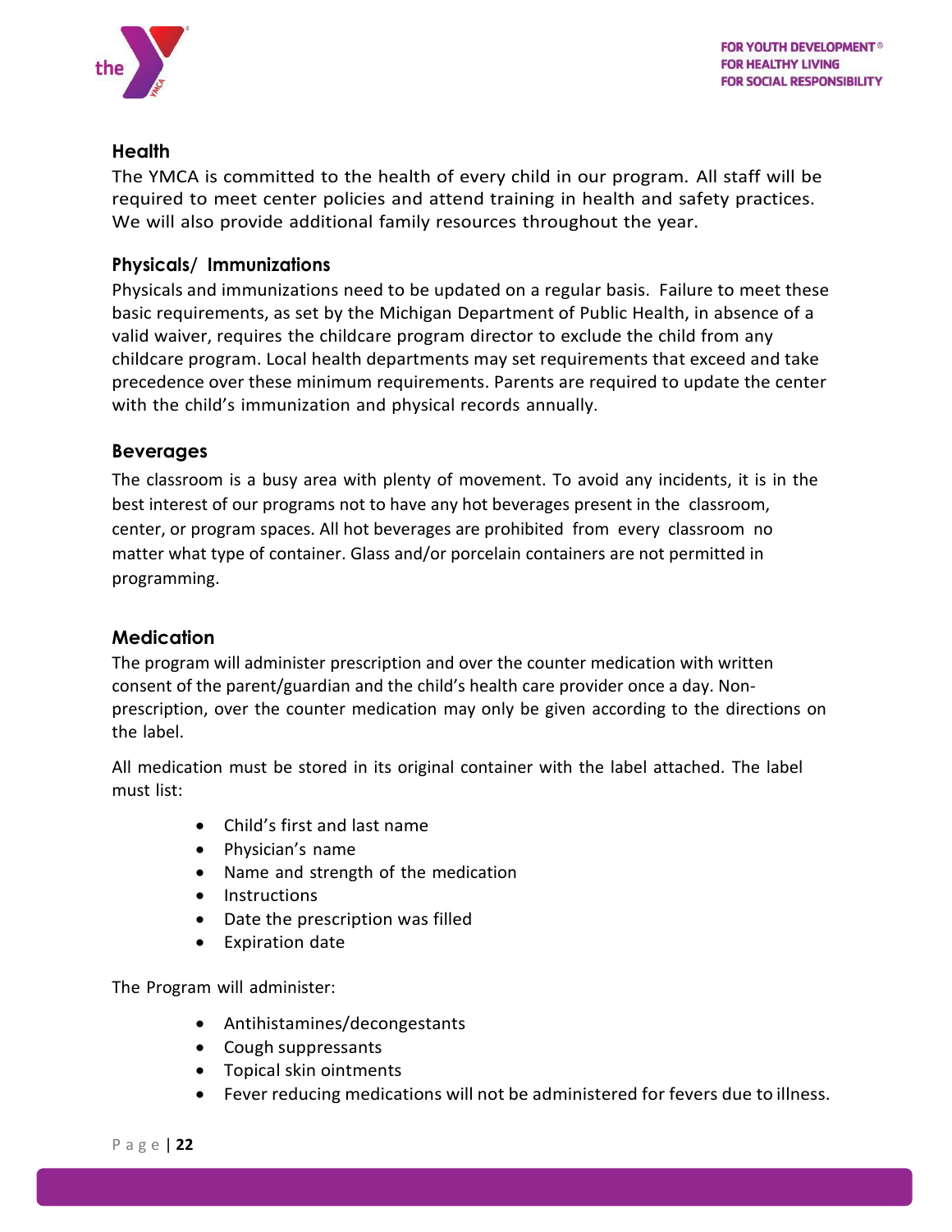## Health

The YMCA is committed to the health of every child in our program. All staff will be required to meet center policies and attend training in health and safety practices. We will also provide additional family resources throughout the year.

## Physicals/ Immunizations

Physicals and immunizations need to be updated on a regular basis. Failure to meet these basic requirements, as set by the Michigan Department of Public Health, in absence of a valid waiver, requires the childcare program director to exclude the child from any childcare program. Local health departments may set requirements that exceed and take precedence over these minimum requirements. Parents are required to update the center with the child's immunization and physical records annually.

## Beverages

The classroom is a busy area with plenty of movement. To avoid any incidents, it is in the best interest of our programs not to have any hot beverages present in the classroom, center, or program spaces. All hot beverages are prohibited from every classroom no matter what type of container. Glass and/or porcelain containers are not permitted in programming.

## Medication

The program will administer prescription and over the counter medication with written consent of the parent/guardian and the child's health care provider once a day. Non-prescription, over the counter medication may only be given according to the directions on the label.

All medication must be stored in its original container with the label attached. The label must list:

- Child's first and last name
- Physician's name
- Name and strength of the medication
- Instructions
- Date the prescription was filled
- Expiration date

The Program will administer:

- Antihistamines/decongestants
- Cough suppressants
- Topical skin ointments
- Fever reducing medications will not be administered for fevers due to illness.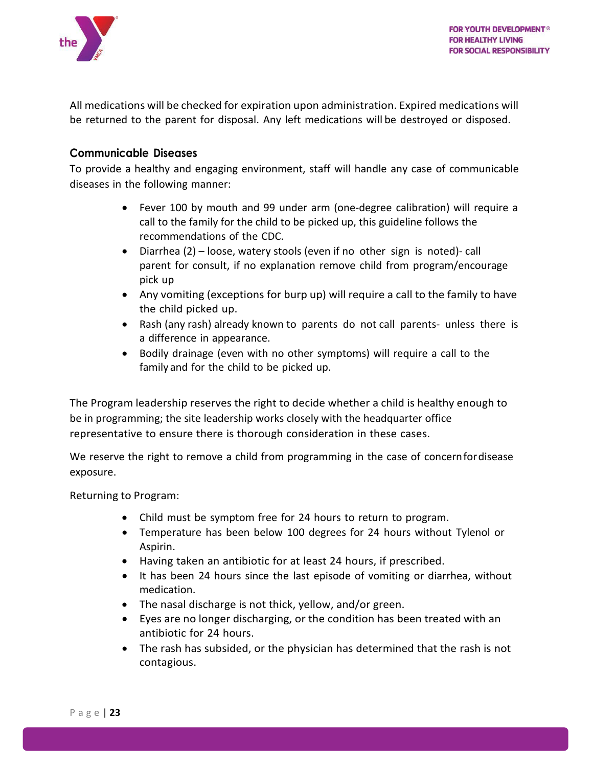All medications will be checked for expiration upon administration. Expired medications will be returned to the parent for disposal. Any left medications will be destroyed or disposed.

### Communicable Diseases

To provide a healthy and engaging environment, staff will handle any case of communicable diseases in the following manner:

- Fever 100 by mouth and 99 under arm (one-degree calibration) will require a call to the family for the child to be picked up, this guideline follows the recommendations of the CDC.
- Diarrhea (2) – loose, watery stools (even if no other sign is noted)- call parent for consult, if no explanation remove child from program/encourage pick up
- Any vomiting (exceptions for burp up) will require a call to the family to have the child picked up.
- Rash (any rash) already known to parents do not call parents- unless there is a difference in appearance.
- Bodily drainage (even with no other symptoms) will require a call to the family and for the child to be picked up.

The Program leadership reserves the right to decide whether a child is healthy enough to be in programming; the site leadership works closely with the headquarter office representative to ensure there is thorough consideration in these cases.

We reserve the right to remove a child from programming in the case of concern for disease exposure.

Returning to Program:

- Child must be symptom free for 24 hours to return to program.
- Temperature has been below 100 degrees for 24 hours without Tylenol or Aspirin.
- Having taken an antibiotic for at least 24 hours, if prescribed.
- It has been 24 hours since the last episode of vomiting or diarrhea, without medication.
- The nasal discharge is not thick, yellow, and/or green.
- Eyes are no longer discharging, or the condition has been treated with an antibiotic for 24 hours.
- The rash has subsided, or the physician has determined that the rash is not contagious.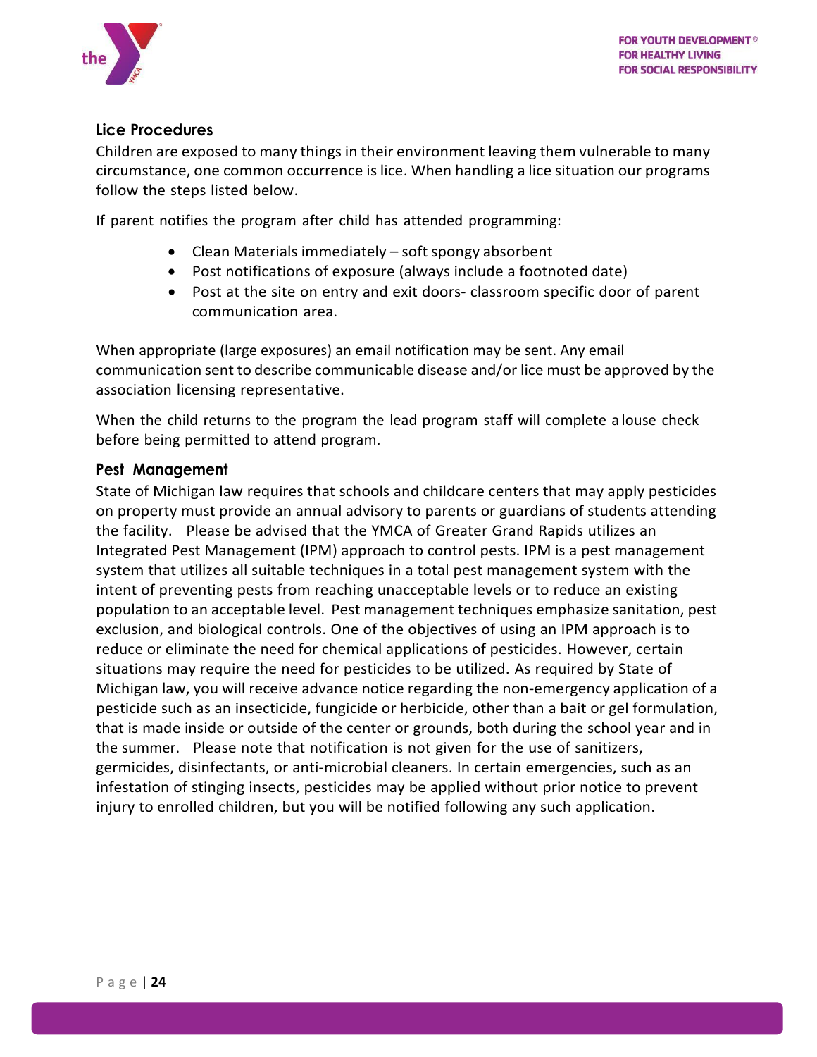## Lice Procedures

Children are exposed to many things in their environment leaving them vulnerable to many circumstance, one common occurrence is lice. When handling a lice situation our programs follow the steps listed below.

If parent notifies the program after child has attended programming:

- Clean Materials immediately – soft spongy absorbent
- Post notifications of exposure (always include a footnoted date)
- Post at the site on entry and exit doors- classroom specific door of parent communication area.

When appropriate (large exposures) an email notification may be sent. Any email communication sent to describe communicable disease and/or lice must be approved by the association licensing representative.

When the child returns to the program the lead program staff will complete a louse check before being permitted to attend program.

## Pest Management

State of Michigan law requires that schools and childcare centers that may apply pesticides on property must provide an annual advisory to parents or guardians of students attending the facility. Please be advised that the YMCA of Greater Grand Rapids utilizes an Integrated Pest Management (IPM) approach to control pests. IPM is a pest management system that utilizes all suitable techniques in a total pest management system with the intent of preventing pests from reaching unacceptable levels or to reduce an existing population to an acceptable level. Pest management techniques emphasize sanitation, pest exclusion, and biological controls. One of the objectives of using an IPM approach is to reduce or eliminate the need for chemical applications of pesticides. However, certain situations may require the need for pesticides to be utilized. As required by State of Michigan law, you will receive advance notice regarding the non-emergency application of a pesticide such as an insecticide, fungicide or herbicide, other than a bait or gel formulation, that is made inside or outside of the center or grounds, both during the school year and in the summer. Please note that notification is not given for the use of sanitizers, germicides, disinfectants, or anti-microbial cleaners. In certain emergencies, such as an infestation of stinging insects, pesticides may be applied without prior notice to prevent injury to enrolled children, but you will be notified following any such application.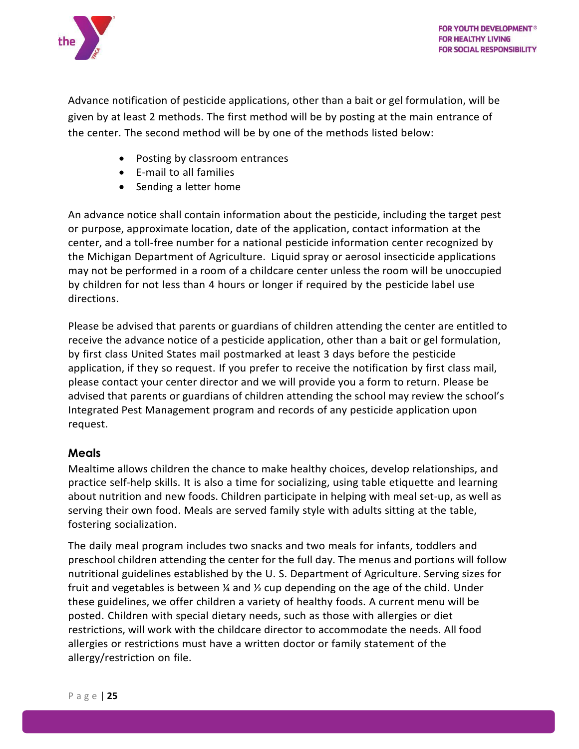Advance notification of pesticide applications, other than a bait or gel formulation, will be given by at least 2 methods. The first method will be by posting at the main entrance of the center. The second method will be by one of the methods listed below:

- Posting by classroom entrances
- E-mail to all families
- Sending a letter home

An advance notice shall contain information about the pesticide, including the target pest or purpose, approximate location, date of the application, contact information at the center, and a toll-free number for a national pesticide information center recognized by the Michigan Department of Agriculture. Liquid spray or aerosol insecticide applications may not be performed in a room of a childcare center unless the room will be unoccupied by children for not less than 4 hours or longer if required by the pesticide label use directions.

Please be advised that parents or guardians of children attending the center are entitled to receive the advance notice of a pesticide application, other than a bait or gel formulation, by first class United States mail postmarked at least 3 days before the pesticide application, if they so request. If you prefer to receive the notification by first class mail, please contact your center director and we will provide you a form to return. Please be advised that parents or guardians of children attending the school may review the school's Integrated Pest Management program and records of any pesticide application upon request.

## Meals

Mealtime allows children the chance to make healthy choices, develop relationships, and practice self-help skills. It is also a time for socializing, using table etiquette and learning about nutrition and new foods. Children participate in helping with meal set-up, as well as serving their own food. Meals are served family style with adults sitting at the table, fostering socialization.

The daily meal program includes two snacks and two meals for infants, toddlers and preschool children attending the center for the full day. The menus and portions will follow nutritional guidelines established by the U. S. Department of Agriculture. Serving sizes for fruit and vegetables is between ¼ and ½ cup depending on the age of the child. Under these guidelines, we offer children a variety of healthy foods. A current menu will be posted. Children with special dietary needs, such as those with allergies or diet restrictions, will work with the childcare director to accommodate the needs. All food allergies or restrictions must have a written doctor or family statement of the allergy/restriction on file.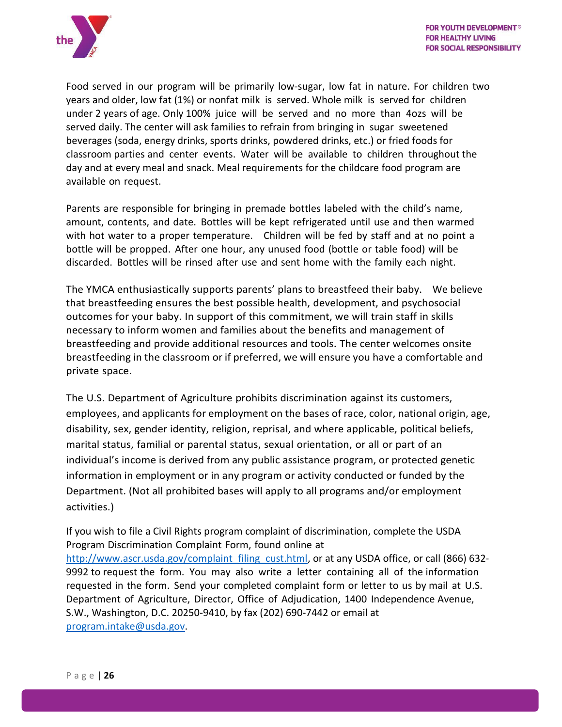Food served in our program will be primarily low-sugar, low fat in nature. For children two years and older, low fat (1%) or nonfat milk is served. Whole milk is served for children under 2 years of age. Only 100% juice will be served and no more than 4ozs will be served daily. The center will ask families to refrain from bringing in sugar sweetened beverages (soda, energy drinks, sports drinks, powdered drinks, etc.) or fried foods for classroom parties and center events. Water will be available to children throughout the day and at every meal and snack. Meal requirements for the childcare food program are available on request.

Parents are responsible for bringing in premade bottles labeled with the child's name, amount, contents, and date. Bottles will be kept refrigerated until use and then warmed with hot water to a proper temperature. Children will be fed by staff and at no point a bottle will be propped. After one hour, any unused food (bottle or table food) will be discarded. Bottles will be rinsed after use and sent home with the family each night.

The YMCA enthusiastically supports parents' plans to breastfeed their baby. We believe that breastfeeding ensures the best possible health, development, and psychosocial outcomes for your baby. In support of this commitment, we will train staff in skills necessary to inform women and families about the benefits and management of breastfeeding and provide additional resources and tools. The center welcomes onsite breastfeeding in the classroom or if preferred, we will ensure you have a comfortable and private space.

The U.S. Department of Agriculture prohibits discrimination against its customers, employees, and applicants for employment on the bases of race, color, national origin, age, disability, sex, gender identity, religion, reprisal, and where applicable, political beliefs, marital status, familial or parental status, sexual orientation, or all or part of an individual's income is derived from any public assistance program, or protected genetic information in employment or in any program or activity conducted or funded by the Department. (Not all prohibited bases will apply to all programs and/or employment activities.)

If you wish to file a Civil Rights program complaint of discrimination, complete the USDA Program Discrimination Complaint Form, found online at http://www.ascr.usda.gov/complaint_filing_cust.html, or at any USDA office, or call (866) 632-9992 to request the form. You may also write a letter containing all of the information requested in the form. Send your completed complaint form or letter to us by mail at U.S. Department of Agriculture, Director, Office of Adjudication, 1400 Independence Avenue, S.W., Washington, D.C. 20250-9410, by fax (202) 690-7442 or email at program.intake@usda.gov.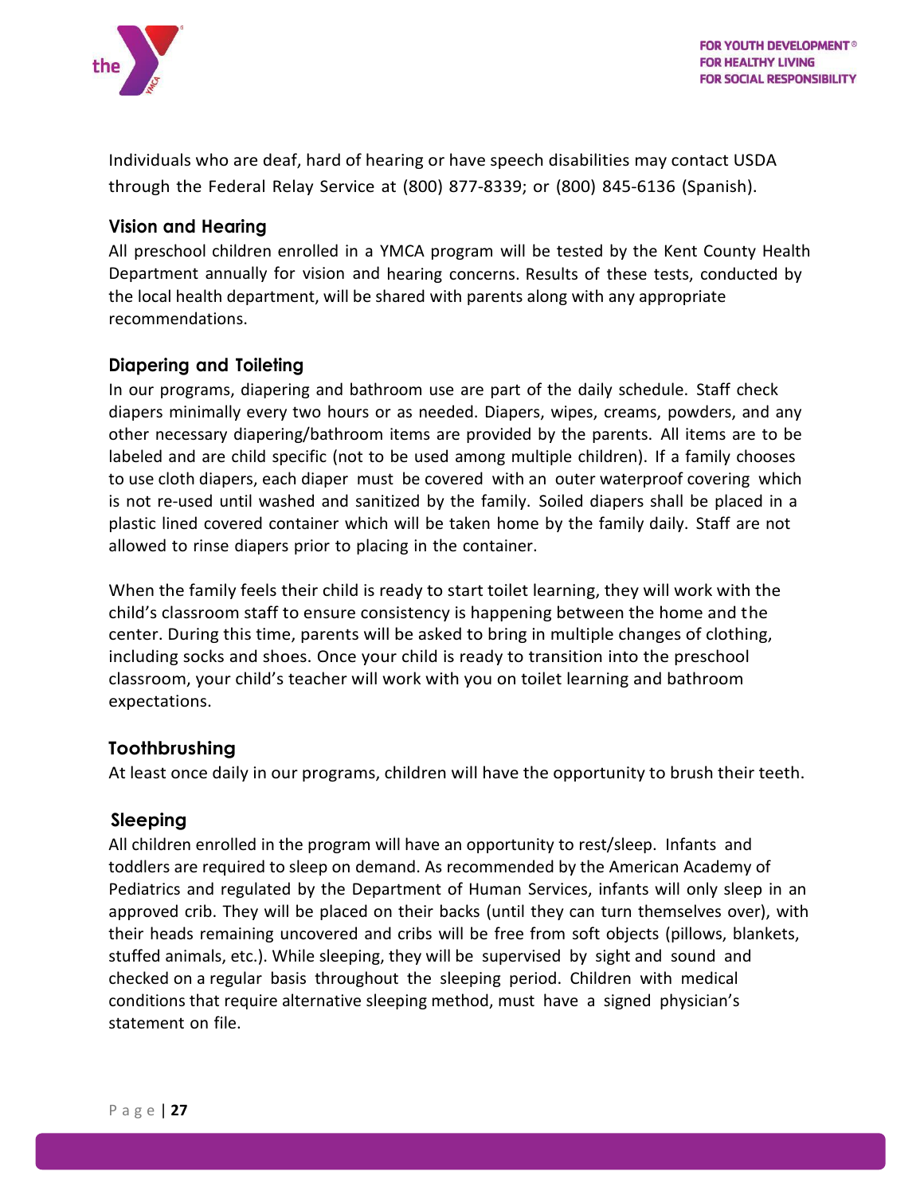Individuals who are deaf, hard of hearing or have speech disabilities may contact USDA through the Federal Relay Service at (800) 877-8339; or (800) 845-6136 (Spanish).

### Vision and Hearing

All preschool children enrolled in a YMCA program will be tested by the Kent County Health Department annually for vision and hearing concerns. Results of these tests, conducted by the local health department, will be shared with parents along with any appropriate recommendations.

### Diapering and Toileting

In our programs, diapering and bathroom use are part of the daily schedule. Staff check diapers minimally every two hours or as needed. Diapers, wipes, creams, powders, and any other necessary diapering/bathroom items are provided by the parents. All items are to be labeled and are child specific (not to be used among multiple children). If a family chooses to use cloth diapers, each diaper must be covered with an outer waterproof covering which is not re-used until washed and sanitized by the family. Soiled diapers shall be placed in a plastic lined covered container which will be taken home by the family daily. Staff are not allowed to rinse diapers prior to placing in the container.

When the family feels their child is ready to start toilet learning, they will work with the child's classroom staff to ensure consistency is happening between the home and the center. During this time, parents will be asked to bring in multiple changes of clothing, including socks and shoes. Once your child is ready to transition into the preschool classroom, your child's teacher will work with you on toilet learning and bathroom expectations.

### Toothbrushing

At least once daily in our programs, children will have the opportunity to brush their teeth.

### Sleeping

All children enrolled in the program will have an opportunity to rest/sleep. Infants and toddlers are required to sleep on demand. As recommended by the American Academy of Pediatrics and regulated by the Department of Human Services, infants will only sleep in an approved crib. They will be placed on their backs (until they can turn themselves over), with their heads remaining uncovered and cribs will be free from soft objects (pillows, blankets, stuffed animals, etc.). While sleeping, they will be supervised by sight and sound and checked on a regular basis throughout the sleeping period. Children with medical conditions that require alternative sleeping method, must have a signed physician's statement on file.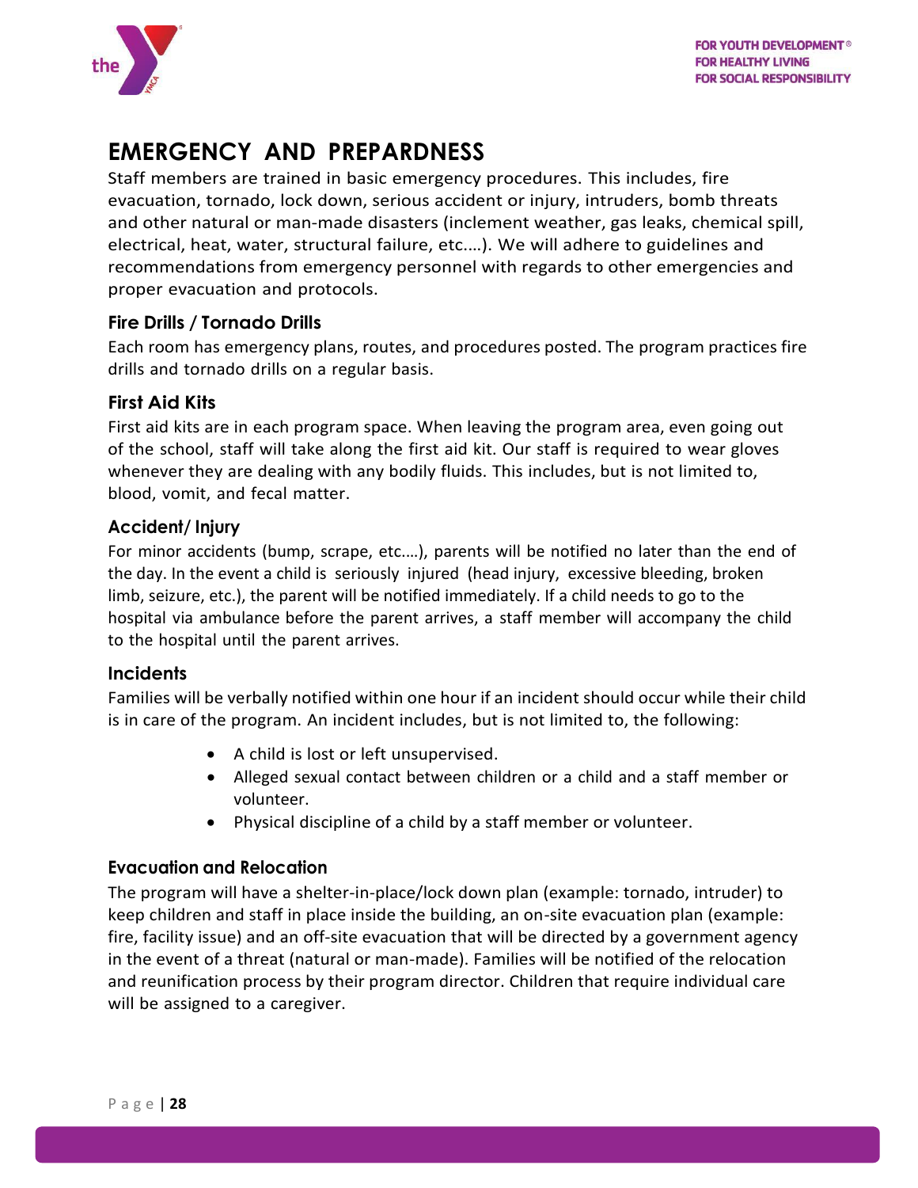# EMERGENCY AND PREPARDNESS

Staff members are trained in basic emergency procedures. This includes, fire evacuation, tornado, lock down, serious accident or injury, intruders, bomb threats and other natural or man-made disasters (inclement weather, gas leaks, chemical spill, electrical, heat, water, structural failure, etc.…). We will adhere to guidelines and recommendations from emergency personnel with regards to other emergencies and proper evacuation and protocols.

## Fire Drills / Tornado Drills

Each room has emergency plans, routes, and procedures posted. The program practices fire drills and tornado drills on a regular basis.

## First Aid Kits

First aid kits are in each program space. When leaving the program area, even going out of the school, staff will take along the first aid kit. Our staff is required to wear gloves whenever they are dealing with any bodily fluids. This includes, but is not limited to, blood, vomit, and fecal matter.

## Accident/ Injury

For minor accidents (bump, scrape, etc.…), parents will be notified no later than the end of the day. In the event a child is seriously injured (head injury, excessive bleeding, broken limb, seizure, etc.), the parent will be notified immediately. If a child needs to go to the hospital via ambulance before the parent arrives, a staff member will accompany the child to the hospital until the parent arrives.

## Incidents

Families will be verbally notified within one hour if an incident should occur while their child is in care of the program. An incident includes, but is not limited to, the following:

- A child is lost or left unsupervised.
- Alleged sexual contact between children or a child and a staff member or volunteer.
- Physical discipline of a child by a staff member or volunteer.

## Evacuation and Relocation

The program will have a shelter-in-place/lock down plan (example: tornado, intruder) to keep children and staff in place inside the building, an on-site evacuation plan (example: fire, facility issue) and an off-site evacuation that will be directed by a government agency in the event of a threat (natural or man-made). Families will be notified of the relocation and reunification process by their program director. Children that require individual care will be assigned to a caregiver.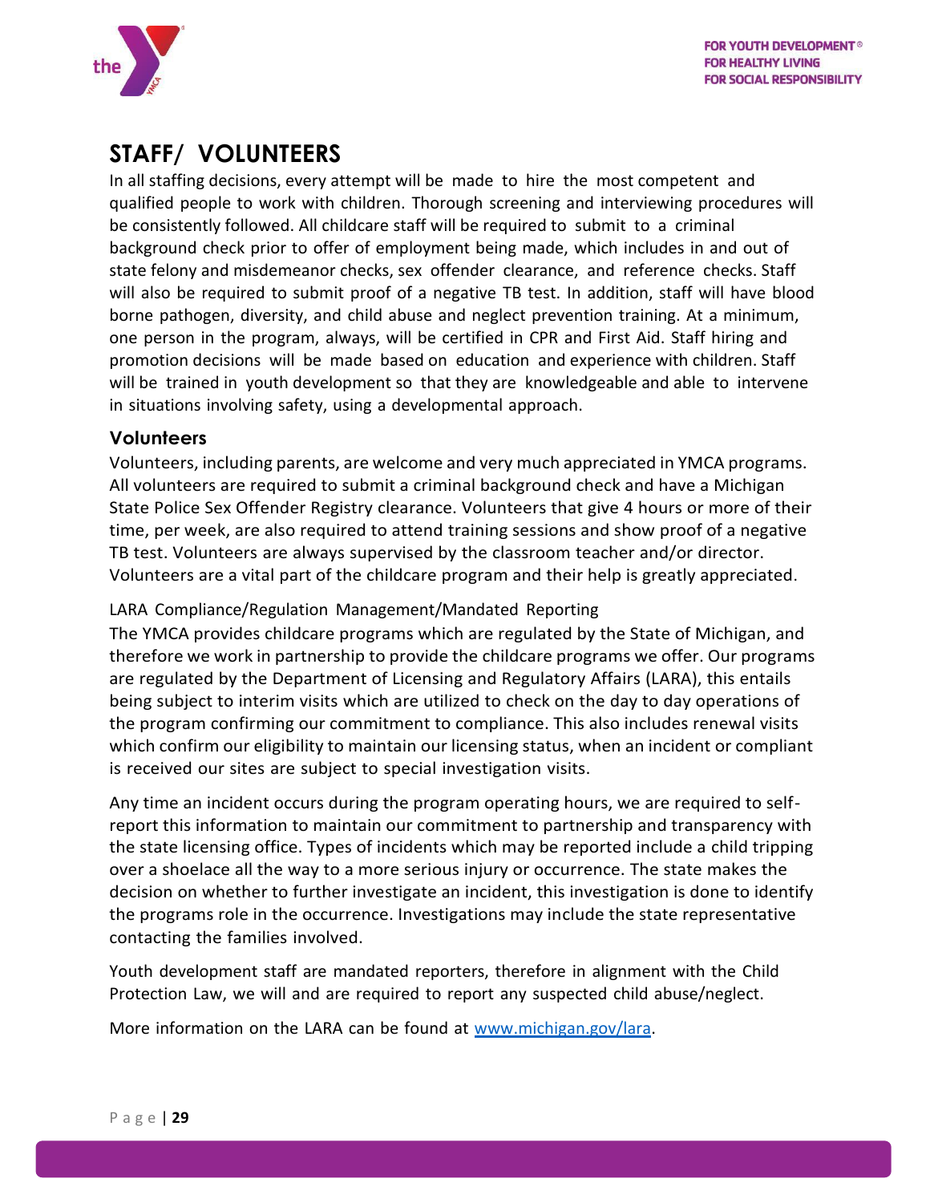## STAFF/ VOLUNTEERS

In all staffing decisions, every attempt will be made to hire the most competent and qualified people to work with children. Thorough screening and interviewing procedures will be consistently followed. All childcare staff will be required to submit to a criminal background check prior to offer of employment being made, which includes in and out of state felony and misdemeanor checks, sex offender clearance, and reference checks. Staff will also be required to submit proof of a negative TB test. In addition, staff will have blood borne pathogen, diversity, and child abuse and neglect prevention training. At a minimum, one person in the program, always, will be certified in CPR and First Aid. Staff hiring and promotion decisions will be made based on education and experience with children. Staff will be trained in youth development so that they are knowledgeable and able to intervene in situations involving safety, using a developmental approach.

### Volunteers

Volunteers, including parents, are welcome and very much appreciated in YMCA programs. All volunteers are required to submit a criminal background check and have a Michigan State Police Sex Offender Registry clearance. Volunteers that give 4 hours or more of their time, per week, are also required to attend training sessions and show proof of a negative TB test. Volunteers are always supervised by the classroom teacher and/or director. Volunteers are a vital part of the childcare program and their help is greatly appreciated.

LARA Compliance/Regulation Management/Mandated Reporting

The YMCA provides childcare programs which are regulated by the State of Michigan, and therefore we work in partnership to provide the childcare programs we offer. Our programs are regulated by the Department of Licensing and Regulatory Affairs (LARA), this entails being subject to interim visits which are utilized to check on the day to day operations of the program confirming our commitment to compliance. This also includes renewal visits which confirm our eligibility to maintain our licensing status, when an incident or compliant is received our sites are subject to special investigation visits.

Any time an incident occurs during the program operating hours, we are required to self-report this information to maintain our commitment to partnership and transparency with the state licensing office. Types of incidents which may be reported include a child tripping over a shoelace all the way to a more serious injury or occurrence. The state makes the decision on whether to further investigate an incident, this investigation is done to identify the programs role in the occurrence. Investigations may include the state representative contacting the families involved.

Youth development staff are mandated reporters, therefore in alignment with the Child Protection Law, we will and are required to report any suspected child abuse/neglect.

More information on the LARA can be found at [www.michigan.gov/lara](www.michigan.gov/lara).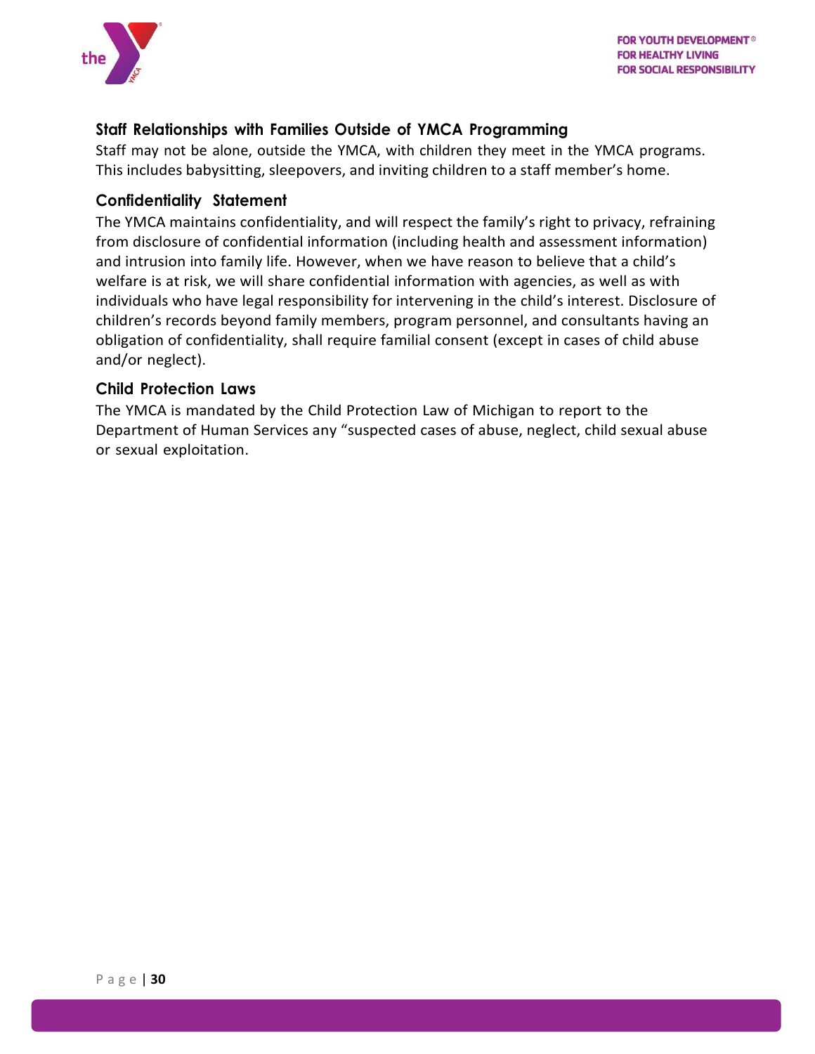### Staff Relationships with Families Outside of YMCA Programming

Staff may not be alone, outside the YMCA, with children they meet in the YMCA programs. This includes babysitting, sleepovers, and inviting children to a staff member's home.

### Confidentiality Statement

The YMCA maintains confidentiality, and will respect the family's right to privacy, refraining from disclosure of confidential information (including health and assessment information) and intrusion into family life. However, when we have reason to believe that a child's welfare is at risk, we will share confidential information with agencies, as well as with individuals who have legal responsibility for intervening in the child's interest. Disclosure of children's records beyond family members, program personnel, and consultants having an obligation of confidentiality, shall require familial consent (except in cases of child abuse and/or neglect).

### Child Protection Laws

The YMCA is mandated by the Child Protection Law of Michigan to report to the Department of Human Services any "suspected cases of abuse, neglect, child sexual abuse or sexual exploitation.